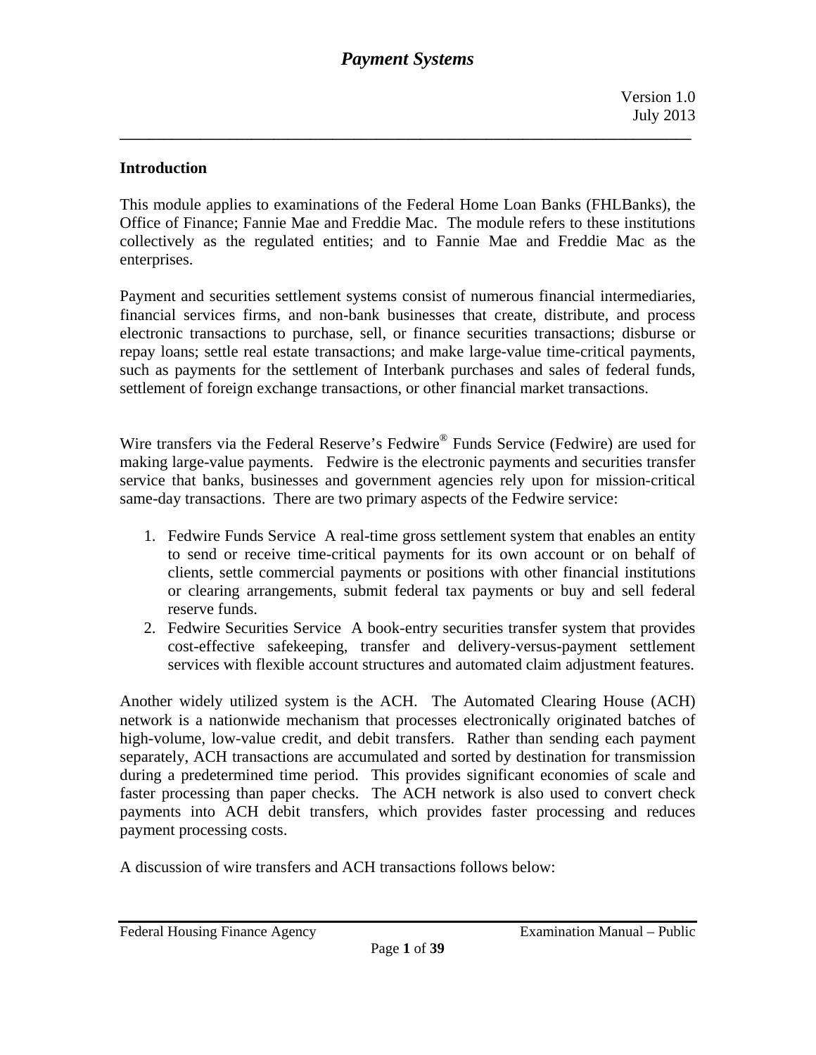# *Payment Systems*

Version 1.0
July 2013

## Introduction

This module applies to examinations of the Federal Home Loan Banks (FHLBanks), the Office of Finance; Fannie Mae and Freddie Mac. The module refers to these institutions collectively as the regulated entities; and to Fannie Mae and Freddie Mac as the enterprises.

Payment and securities settlement systems consist of numerous financial intermediaries, financial services firms, and non-bank businesses that create, distribute, and process electronic transactions to purchase, sell, or finance securities transactions; disburse or repay loans; settle real estate transactions; and make large-value time-critical payments, such as payments for the settlement of Interbank purchases and sales of federal funds, settlement of foreign exchange transactions, or other financial market transactions.

Wire transfers via the Federal Reserve's Fedwire® Funds Service (Fedwire) are used for making large-value payments. Fedwire is the electronic payments and securities transfer service that banks, businesses and government agencies rely upon for mission-critical same-day transactions. There are two primary aspects of the Fedwire service:

1. Fedwire Funds Service A real-time gross settlement system that enables an entity to send or receive time-critical payments for its own account or on behalf of clients, settle commercial payments or positions with other financial institutions or clearing arrangements, submit federal tax payments or buy and sell federal reserve funds.
2. Fedwire Securities Service A book-entry securities transfer system that provides cost-effective safekeeping, transfer and delivery-versus-payment settlement services with flexible account structures and automated claim adjustment features.

Another widely utilized system is the ACH. The Automated Clearing House (ACH) network is a nationwide mechanism that processes electronically originated batches of high-volume, low-value credit, and debit transfers. Rather than sending each payment separately, ACH transactions are accumulated and sorted by destination for transmission during a predetermined time period. This provides significant economies of scale and faster processing than paper checks. The ACH network is also used to convert check payments into ACH debit transfers, which provides faster processing and reduces payment processing costs.

A discussion of wire transfers and ACH transactions follows below: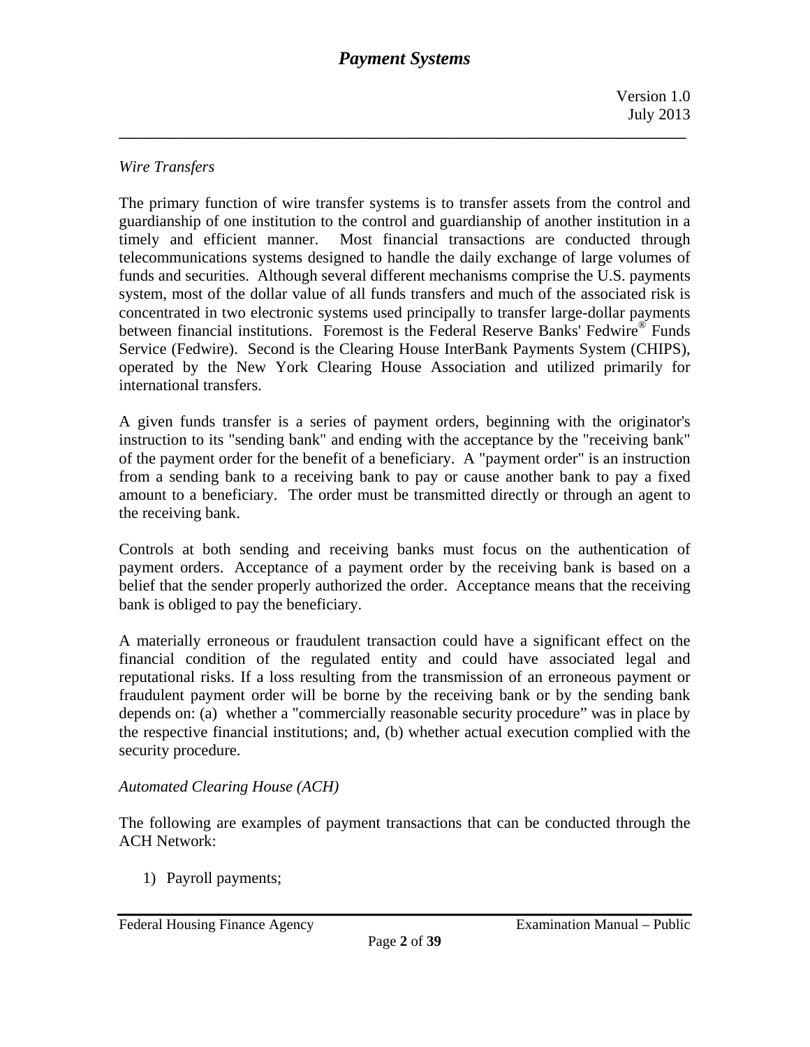*Wire Transfers*

The primary function of wire transfer systems is to transfer assets from the control and guardianship of one institution to the control and guardianship of another institution in a timely and efficient manner. Most financial transactions are conducted through telecommunications systems designed to handle the daily exchange of large volumes of funds and securities. Although several different mechanisms comprise the U.S. payments system, most of the dollar value of all funds transfers and much of the associated risk is concentrated in two electronic systems used principally to transfer large-dollar payments between financial institutions. Foremost is the Federal Reserve Banks' Fedwire® Funds Service (Fedwire). Second is the Clearing House InterBank Payments System (CHIPS), operated by the New York Clearing House Association and utilized primarily for international transfers.

A given funds transfer is a series of payment orders, beginning with the originator's instruction to its "sending bank" and ending with the acceptance by the "receiving bank" of the payment order for the benefit of a beneficiary. A "payment order" is an instruction from a sending bank to a receiving bank to pay or cause another bank to pay a fixed amount to a beneficiary. The order must be transmitted directly or through an agent to the receiving bank.

Controls at both sending and receiving banks must focus on the authentication of payment orders. Acceptance of a payment order by the receiving bank is based on a belief that the sender properly authorized the order. Acceptance means that the receiving bank is obliged to pay the beneficiary.

A materially erroneous or fraudulent transaction could have a significant effect on the financial condition of the regulated entity and could have associated legal and reputational risks. If a loss resulting from the transmission of an erroneous payment or fraudulent payment order will be borne by the receiving bank or by the sending bank depends on: (a) whether a "commercially reasonable security procedure" was in place by the respective financial institutions; and, (b) whether actual execution complied with the security procedure.

*Automated Clearing House (ACH)*

The following are examples of payment transactions that can be conducted through the ACH Network:

1) Payroll payments;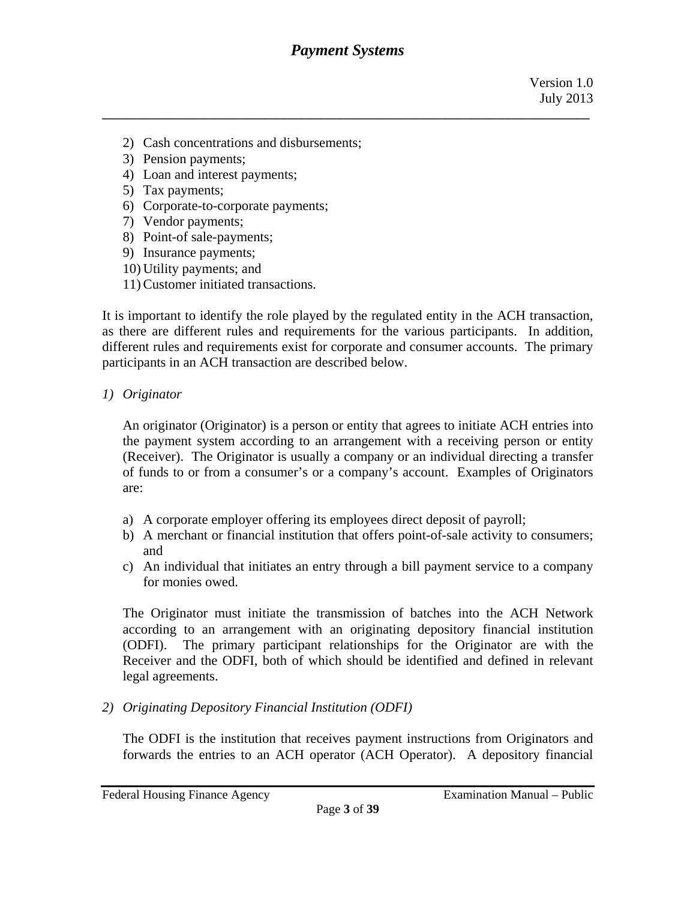2) Cash concentrations and disbursements;
3) Pension payments;
4) Loan and interest payments;
5) Tax payments;
6) Corporate-to-corporate payments;
7) Vendor payments;
8) Point-of sale-payments;
9) Insurance payments;
10) Utility payments; and
11) Customer initiated transactions.

It is important to identify the role played by the regulated entity in the ACH transaction, as there are different rules and requirements for the various participants. In addition, different rules and requirements exist for corporate and consumer accounts. The primary participants in an ACH transaction are described below.

*1) Originator*

An originator (Originator) is a person or entity that agrees to initiate ACH entries into the payment system according to an arrangement with a receiving person or entity (Receiver). The Originator is usually a company or an individual directing a transfer of funds to or from a consumer's or a company's account. Examples of Originators are:

a) A corporate employer offering its employees direct deposit of payroll;
b) A merchant or financial institution that offers point-of-sale activity to consumers; and
c) An individual that initiates an entry through a bill payment service to a company for monies owed.

The Originator must initiate the transmission of batches into the ACH Network according to an arrangement with an originating depository financial institution (ODFI). The primary participant relationships for the Originator are with the Receiver and the ODFI, both of which should be identified and defined in relevant legal agreements.

*2) Originating Depository Financial Institution (ODFI)*

The ODFI is the institution that receives payment instructions from Originators and forwards the entries to an ACH operator (ACH Operator). A depository financial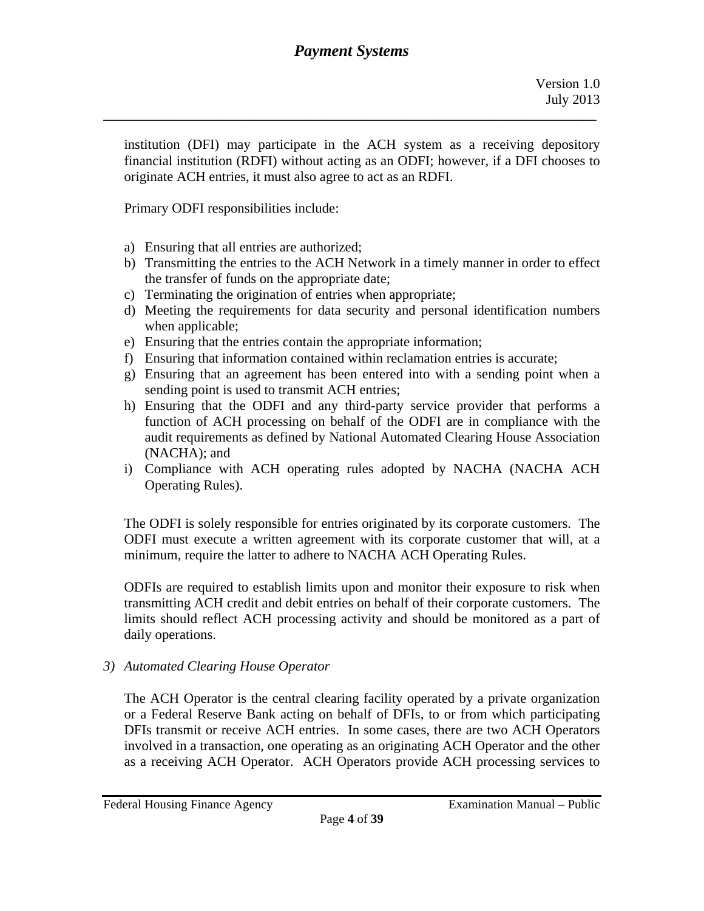institution (DFI) may participate in the ACH system as a receiving depository financial institution (RDFI) without acting as an ODFI; however, if a DFI chooses to originate ACH entries, it must also agree to act as an RDFI.

Primary ODFI responsibilities include:

a) Ensuring that all entries are authorized;
b) Transmitting the entries to the ACH Network in a timely manner in order to effect the transfer of funds on the appropriate date;
c) Terminating the origination of entries when appropriate;
d) Meeting the requirements for data security and personal identification numbers when applicable;
e) Ensuring that the entries contain the appropriate information;
f) Ensuring that information contained within reclamation entries is accurate;
g) Ensuring that an agreement has been entered into with a sending point when a sending point is used to transmit ACH entries;
h) Ensuring that the ODFI and any third-party service provider that performs a function of ACH processing on behalf of the ODFI are in compliance with the audit requirements as defined by National Automated Clearing House Association (NACHA); and
i) Compliance with ACH operating rules adopted by NACHA (NACHA ACH Operating Rules).

The ODFI is solely responsible for entries originated by its corporate customers. The ODFI must execute a written agreement with its corporate customer that will, at a minimum, require the latter to adhere to NACHA ACH Operating Rules.

ODFIs are required to establish limits upon and monitor their exposure to risk when transmitting ACH credit and debit entries on behalf of their corporate customers. The limits should reflect ACH processing activity and should be monitored as a part of daily operations.

*3) Automated Clearing House Operator*

The ACH Operator is the central clearing facility operated by a private organization or a Federal Reserve Bank acting on behalf of DFIs, to or from which participating DFIs transmit or receive ACH entries. In some cases, there are two ACH Operators involved in a transaction, one operating as an originating ACH Operator and the other as a receiving ACH Operator. ACH Operators provide ACH processing services to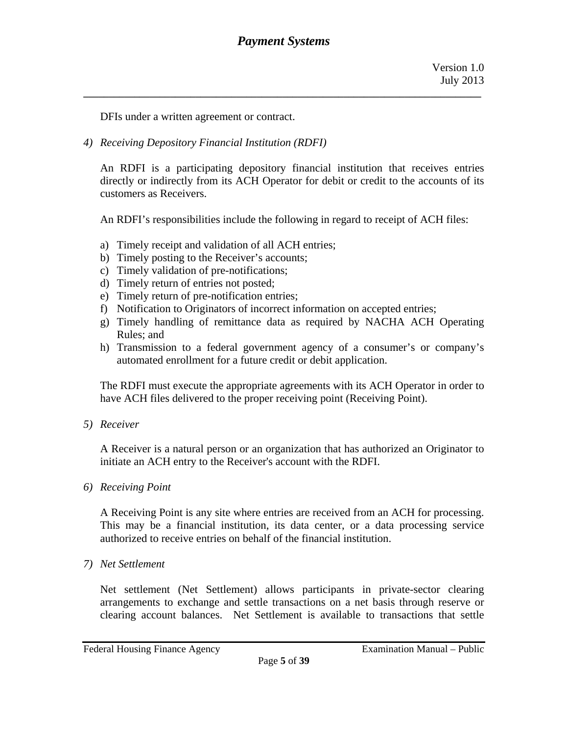DFIs under a written agreement or contract.

4) *Receiving Depository Financial Institution (RDFI)*

An RDFI is a participating depository financial institution that receives entries directly or indirectly from its ACH Operator for debit or credit to the accounts of its customers as Receivers.

An RDFI's responsibilities include the following in regard to receipt of ACH files:

a) Timely receipt and validation of all ACH entries;
b) Timely posting to the Receiver's accounts;
c) Timely validation of pre-notifications;
d) Timely return of entries not posted;
e) Timely return of pre-notification entries;
f) Notification to Originators of incorrect information on accepted entries;
g) Timely handling of remittance data as required by NACHA ACH Operating Rules; and
h) Transmission to a federal government agency of a consumer's or company's automated enrollment for a future credit or debit application.

The RDFI must execute the appropriate agreements with its ACH Operator in order to have ACH files delivered to the proper receiving point (Receiving Point).

5) *Receiver*

A Receiver is a natural person or an organization that has authorized an Originator to initiate an ACH entry to the Receiver's account with the RDFI.

6) *Receiving Point*

A Receiving Point is any site where entries are received from an ACH for processing. This may be a financial institution, its data center, or a data processing service authorized to receive entries on behalf of the financial institution.

7) *Net Settlement*

Net settlement (Net Settlement) allows participants in private-sector clearing arrangements to exchange and settle transactions on a net basis through reserve or clearing account balances. Net Settlement is available to transactions that settle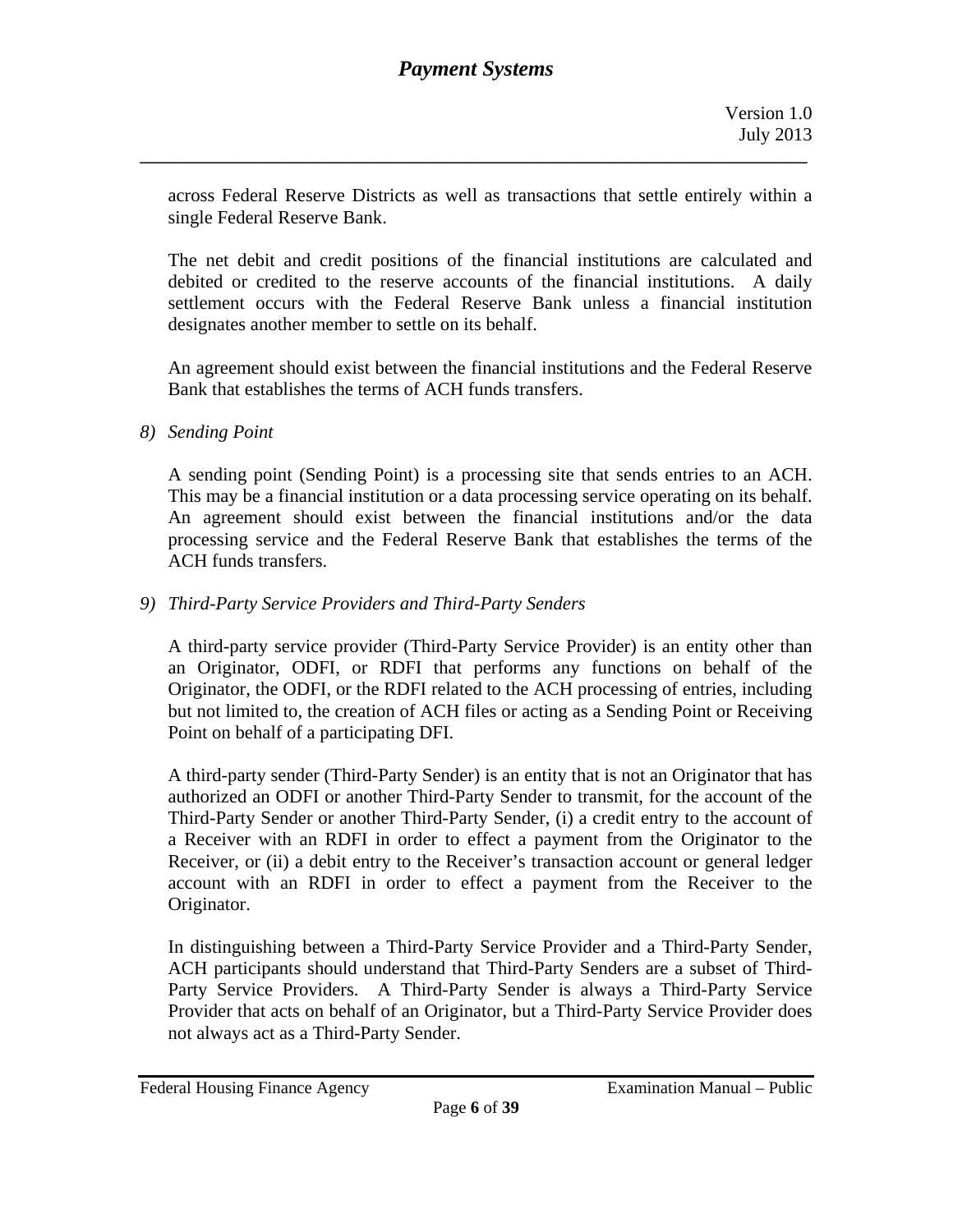across Federal Reserve Districts as well as transactions that settle entirely within a single Federal Reserve Bank.

The net debit and credit positions of the financial institutions are calculated and debited or credited to the reserve accounts of the financial institutions. A daily settlement occurs with the Federal Reserve Bank unless a financial institution designates another member to settle on its behalf.

An agreement should exist between the financial institutions and the Federal Reserve Bank that establishes the terms of ACH funds transfers.

*8) Sending Point*

A sending point (Sending Point) is a processing site that sends entries to an ACH. This may be a financial institution or a data processing service operating on its behalf. An agreement should exist between the financial institutions and/or the data processing service and the Federal Reserve Bank that establishes the terms of the ACH funds transfers.

*9) Third-Party Service Providers and Third-Party Senders*

A third-party service provider (Third-Party Service Provider) is an entity other than an Originator, ODFI, or RDFI that performs any functions on behalf of the Originator, the ODFI, or the RDFI related to the ACH processing of entries, including but not limited to, the creation of ACH files or acting as a Sending Point or Receiving Point on behalf of a participating DFI.

A third-party sender (Third-Party Sender) is an entity that is not an Originator that has authorized an ODFI or another Third-Party Sender to transmit, for the account of the Third-Party Sender or another Third-Party Sender, (i) a credit entry to the account of a Receiver with an RDFI in order to effect a payment from the Originator to the Receiver, or (ii) a debit entry to the Receiver's transaction account or general ledger account with an RDFI in order to effect a payment from the Receiver to the Originator.

In distinguishing between a Third-Party Service Provider and a Third-Party Sender, ACH participants should understand that Third-Party Senders are a subset of Third-Party Service Providers. A Third-Party Sender is always a Third-Party Service Provider that acts on behalf of an Originator, but a Third-Party Service Provider does not always act as a Third-Party Sender.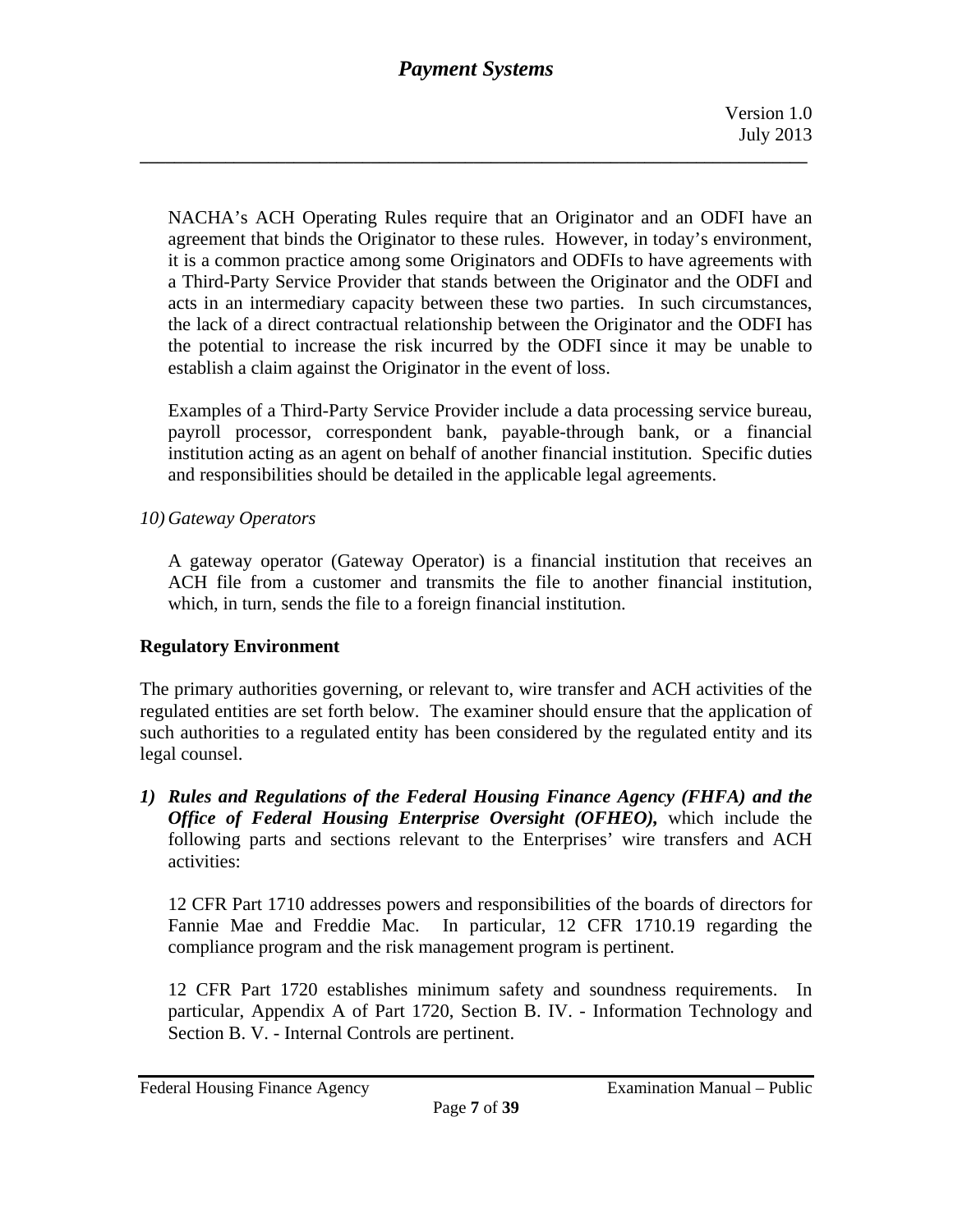NACHA's ACH Operating Rules require that an Originator and an ODFI have an agreement that binds the Originator to these rules. However, in today's environment, it is a common practice among some Originators and ODFIs to have agreements with a Third-Party Service Provider that stands between the Originator and the ODFI and acts in an intermediary capacity between these two parties. In such circumstances, the lack of a direct contractual relationship between the Originator and the ODFI has the potential to increase the risk incurred by the ODFI since it may be unable to establish a claim against the Originator in the event of loss.

Examples of a Third-Party Service Provider include a data processing service bureau, payroll processor, correspondent bank, payable-through bank, or a financial institution acting as an agent on behalf of another financial institution. Specific duties and responsibilities should be detailed in the applicable legal agreements.

10) *Gateway Operators*

A gateway operator (Gateway Operator) is a financial institution that receives an ACH file from a customer and transmits the file to another financial institution, which, in turn, sends the file to a foreign financial institution.

**Regulatory Environment**

The primary authorities governing, or relevant to, wire transfer and ACH activities of the regulated entities are set forth below. The examiner should ensure that the application of such authorities to a regulated entity has been considered by the regulated entity and its legal counsel.

1) ***Rules and Regulations of the Federal Housing Finance Agency (FHFA) and the Office of Federal Housing Enterprise Oversight (OFHEO),*** which include the following parts and sections relevant to the Enterprises' wire transfers and ACH activities:

12 CFR Part 1710 addresses powers and responsibilities of the boards of directors for Fannie Mae and Freddie Mac. In particular, 12 CFR 1710.19 regarding the compliance program and the risk management program is pertinent.

12 CFR Part 1720 establishes minimum safety and soundness requirements. In particular, Appendix A of Part 1720, Section B. IV. - Information Technology and Section B. V. - Internal Controls are pertinent.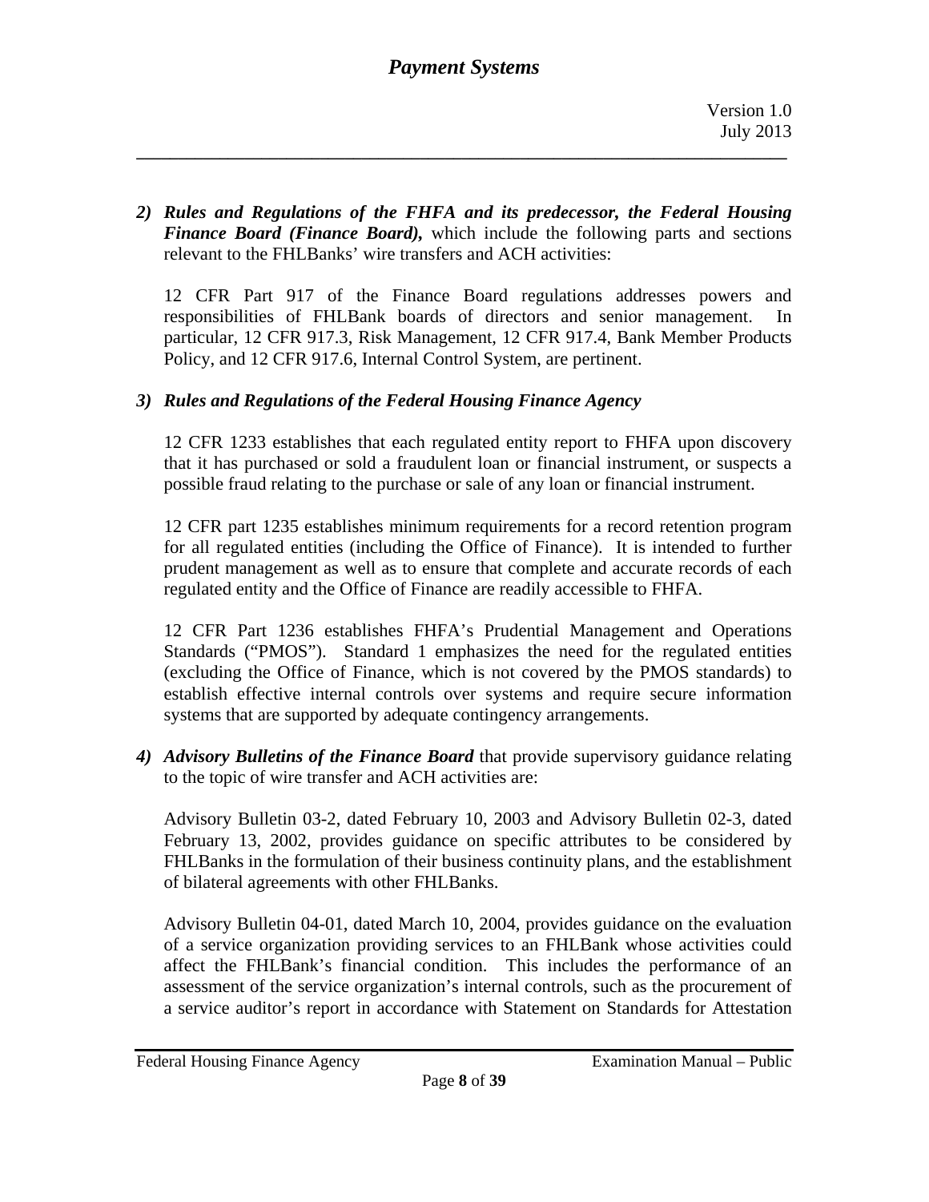2) ***Rules and Regulations of the FHFA and its predecessor, the Federal Housing Finance Board (Finance Board),*** which include the following parts and sections relevant to the FHLBanks' wire transfers and ACH activities:

   12 CFR Part 917 of the Finance Board regulations addresses powers and responsibilities of FHLBank boards of directors and senior management. In particular, 12 CFR 917.3, Risk Management, 12 CFR 917.4, Bank Member Products Policy, and 12 CFR 917.6, Internal Control System, are pertinent.

3) ***Rules and Regulations of the Federal Housing Finance Agency***

   12 CFR 1233 establishes that each regulated entity report to FHFA upon discovery that it has purchased or sold a fraudulent loan or financial instrument, or suspects a possible fraud relating to the purchase or sale of any loan or financial instrument.

   12 CFR part 1235 establishes minimum requirements for a record retention program for all regulated entities (including the Office of Finance). It is intended to further prudent management as well as to ensure that complete and accurate records of each regulated entity and the Office of Finance are readily accessible to FHFA.

   12 CFR Part 1236 establishes FHFA's Prudential Management and Operations Standards ("PMOS"). Standard 1 emphasizes the need for the regulated entities (excluding the Office of Finance, which is not covered by the PMOS standards) to establish effective internal controls over systems and require secure information systems that are supported by adequate contingency arrangements.

4) ***Advisory Bulletins of the Finance Board*** that provide supervisory guidance relating to the topic of wire transfer and ACH activities are:

   Advisory Bulletin 03-2, dated February 10, 2003 and Advisory Bulletin 02-3, dated February 13, 2002, provides guidance on specific attributes to be considered by FHLBanks in the formulation of their business continuity plans, and the establishment of bilateral agreements with other FHLBanks.

   Advisory Bulletin 04-01, dated March 10, 2004, provides guidance on the evaluation of a service organization providing services to an FHLBank whose activities could affect the FHLBank's financial condition. This includes the performance of an assessment of the service organization's internal controls, such as the procurement of a service auditor's report in accordance with Statement on Standards for Attestation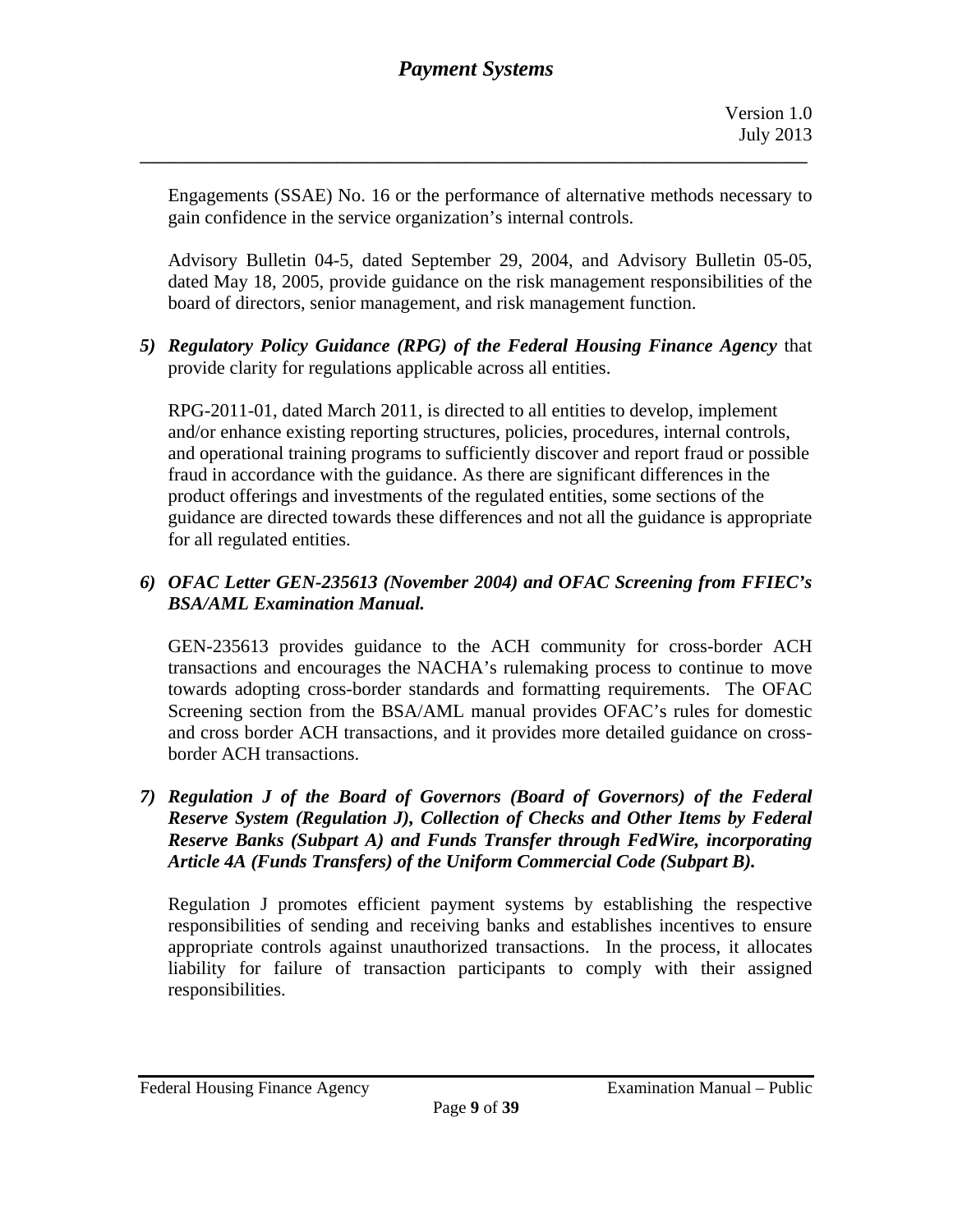Engagements (SSAE) No. 16 or the performance of alternative methods necessary to gain confidence in the service organization's internal controls.

Advisory Bulletin 04-5, dated September 29, 2004, and Advisory Bulletin 05-05, dated May 18, 2005, provide guidance on the risk management responsibilities of the board of directors, senior management, and risk management function.

5) ***Regulatory Policy Guidance (RPG) of the Federal Housing Finance Agency*** that provide clarity for regulations applicable across all entities.

   RPG-2011-01, dated March 2011, is directed to all entities to develop, implement and/or enhance existing reporting structures, policies, procedures, internal controls, and operational training programs to sufficiently discover and report fraud or possible fraud in accordance with the guidance. As there are significant differences in the product offerings and investments of the regulated entities, some sections of the guidance are directed towards these differences and not all the guidance is appropriate for all regulated entities.

6) ***OFAC Letter GEN-235613 (November 2004) and OFAC Screening from FFIEC's BSA/AML Examination Manual.***

   GEN-235613 provides guidance to the ACH community for cross-border ACH transactions and encourages the NACHA's rulemaking process to continue to move towards adopting cross-border standards and formatting requirements. The OFAC Screening section from the BSA/AML manual provides OFAC's rules for domestic and cross border ACH transactions, and it provides more detailed guidance on cross-border ACH transactions.

7) ***Regulation J of the Board of Governors (Board of Governors) of the Federal Reserve System (Regulation J), Collection of Checks and Other Items by Federal Reserve Banks (Subpart A) and Funds Transfer through FedWire, incorporating Article 4A (Funds Transfers) of the Uniform Commercial Code (Subpart B).***

   Regulation J promotes efficient payment systems by establishing the respective responsibilities of sending and receiving banks and establishes incentives to ensure appropriate controls against unauthorized transactions. In the process, it allocates liability for failure of transaction participants to comply with their assigned responsibilities.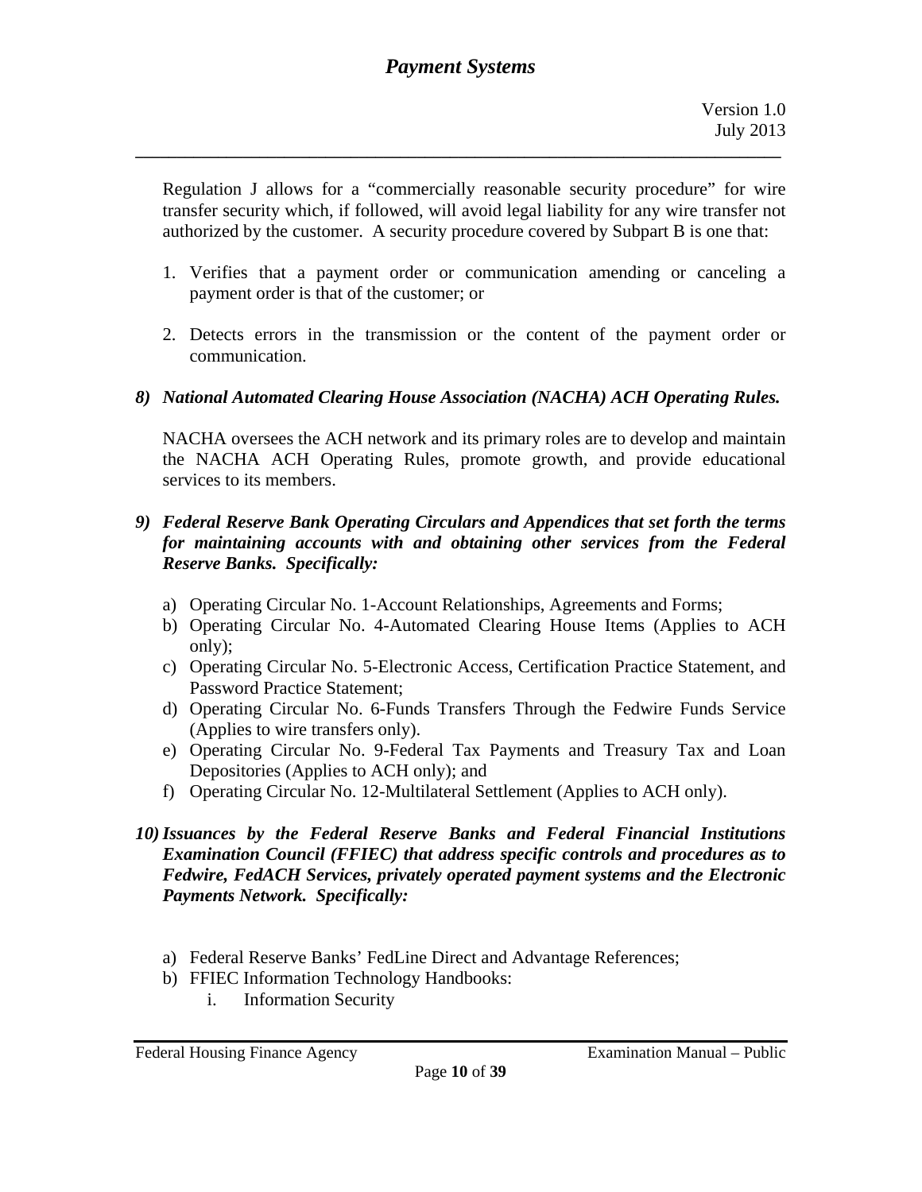Regulation J allows for a "commercially reasonable security procedure" for wire transfer security which, if followed, will avoid legal liability for any wire transfer not authorized by the customer. A security procedure covered by Subpart B is one that:

1. Verifies that a payment order or communication amending or canceling a payment order is that of the customer; or

2. Detects errors in the transmission or the content of the payment order or communication.

*8) **National Automated Clearing House Association (NACHA) ACH Operating Rules.***

NACHA oversees the ACH network and its primary roles are to develop and maintain the NACHA ACH Operating Rules, promote growth, and provide educational services to its members.

*9) **Federal Reserve Bank Operating Circulars and Appendices that set forth the terms for maintaining accounts with and obtaining other services from the Federal Reserve Banks. Specifically:***

a) Operating Circular No. 1-Account Relationships, Agreements and Forms;
b) Operating Circular No. 4-Automated Clearing House Items (Applies to ACH only);
c) Operating Circular No. 5-Electronic Access, Certification Practice Statement, and Password Practice Statement;
d) Operating Circular No. 6-Funds Transfers Through the Fedwire Funds Service (Applies to wire transfers only).
e) Operating Circular No. 9-Federal Tax Payments and Treasury Tax and Loan Depositories (Applies to ACH only); and
f) Operating Circular No. 12-Multilateral Settlement (Applies to ACH only).

*10) **Issuances by the Federal Reserve Banks and Federal Financial Institutions Examination Council (FFIEC) that address specific controls and procedures as to Fedwire, FedACH Services, privately operated payment systems and the Electronic Payments Network. Specifically:***

a) Federal Reserve Banks' FedLine Direct and Advantage References;
b) FFIEC Information Technology Handbooks:
    i. Information Security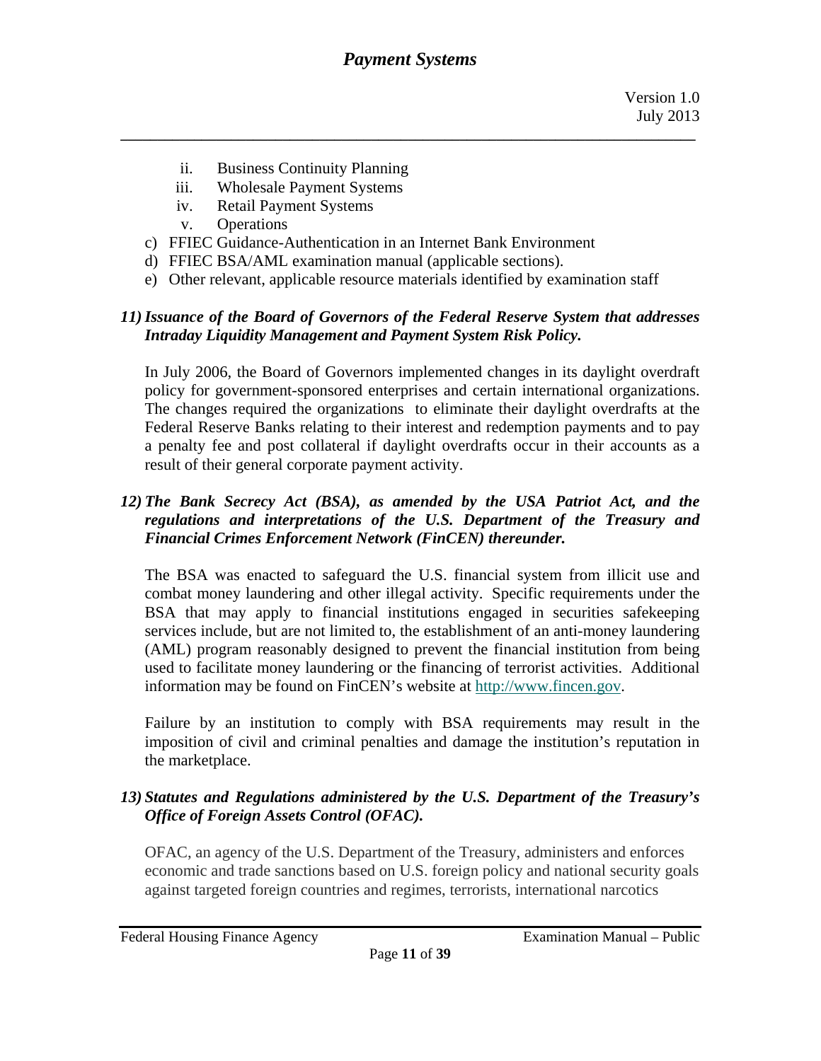ii. Business Continuity Planning
   iii. Wholesale Payment Systems
   iv. Retail Payment Systems
   v. Operations

c) FFIEC Guidance-Authentication in an Internet Bank Environment
d) FFIEC BSA/AML examination manual (applicable sections).
e) Other relevant, applicable resource materials identified by examination staff

***11) Issuance of the Board of Governors of the Federal Reserve System that addresses Intraday Liquidity Management and Payment System Risk Policy.***

In July 2006, the Board of Governors implemented changes in its daylight overdraft policy for government-sponsored enterprises and certain international organizations. The changes required the organizations to eliminate their daylight overdrafts at the Federal Reserve Banks relating to their interest and redemption payments and to pay a penalty fee and post collateral if daylight overdrafts occur in their accounts as a result of their general corporate payment activity.

***12) The Bank Secrecy Act (BSA), as amended by the USA Patriot Act, and the regulations and interpretations of the U.S. Department of the Treasury and Financial Crimes Enforcement Network (FinCEN) thereunder.***

The BSA was enacted to safeguard the U.S. financial system from illicit use and combat money laundering and other illegal activity. Specific requirements under the BSA that may apply to financial institutions engaged in securities safekeeping services include, but are not limited to, the establishment of an anti-money laundering (AML) program reasonably designed to prevent the financial institution from being used to facilitate money laundering or the financing of terrorist activities. Additional information may be found on FinCEN's website at http://www.fincen.gov.

Failure by an institution to comply with BSA requirements may result in the imposition of civil and criminal penalties and damage the institution's reputation in the marketplace.

***13) Statutes and Regulations administered by the U.S. Department of the Treasury's Office of Foreign Assets Control (OFAC).***

OFAC, an agency of the U.S. Department of the Treasury, administers and enforces economic and trade sanctions based on U.S. foreign policy and national security goals against targeted foreign countries and regimes, terrorists, international narcotics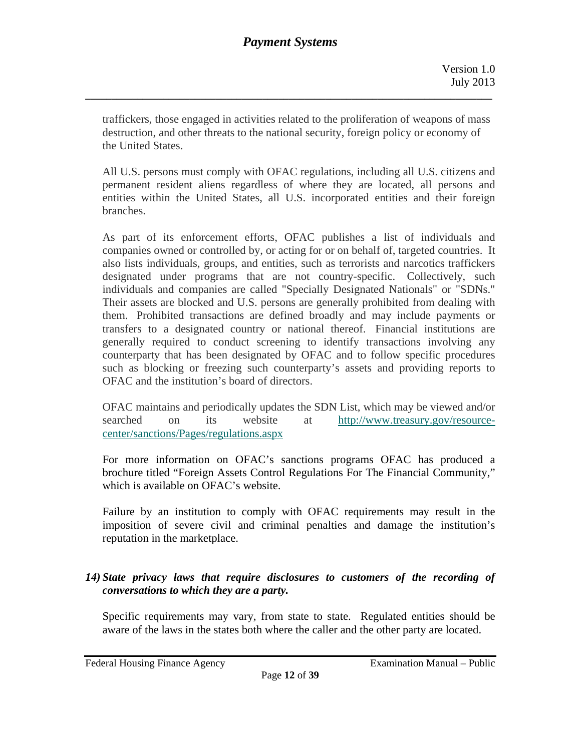traffickers, those engaged in activities related to the proliferation of weapons of mass destruction, and other threats to the national security, foreign policy or economy of the United States.

All U.S. persons must comply with OFAC regulations, including all U.S. citizens and permanent resident aliens regardless of where they are located, all persons and entities within the United States, all U.S. incorporated entities and their foreign branches.

As part of its enforcement efforts, OFAC publishes a list of individuals and companies owned or controlled by, or acting for or on behalf of, targeted countries. It also lists individuals, groups, and entities, such as terrorists and narcotics traffickers designated under programs that are not country-specific. Collectively, such individuals and companies are called "Specially Designated Nationals" or "SDNs." Their assets are blocked and U.S. persons are generally prohibited from dealing with them. Prohibited transactions are defined broadly and may include payments or transfers to a designated country or national thereof. Financial institutions are generally required to conduct screening to identify transactions involving any counterparty that has been designated by OFAC and to follow specific procedures such as blocking or freezing such counterparty's assets and providing reports to OFAC and the institution's board of directors.

OFAC maintains and periodically updates the SDN List, which may be viewed and/or searched on its website at [http://www.treasury.gov/resource-center/sanctions/Pages/regulations.aspx](http://www.treasury.gov/resource-center/sanctions/Pages/regulations.aspx)

For more information on OFAC's sanctions programs OFAC has produced a brochure titled "Foreign Assets Control Regulations For The Financial Community," which is available on OFAC's website.

Failure by an institution to comply with OFAC requirements may result in the imposition of severe civil and criminal penalties and damage the institution's reputation in the marketplace.

***14) State privacy laws that require disclosures to customers of the recording of conversations to which they are a party.***

Specific requirements may vary, from state to state. Regulated entities should be aware of the laws in the states both where the caller and the other party are located.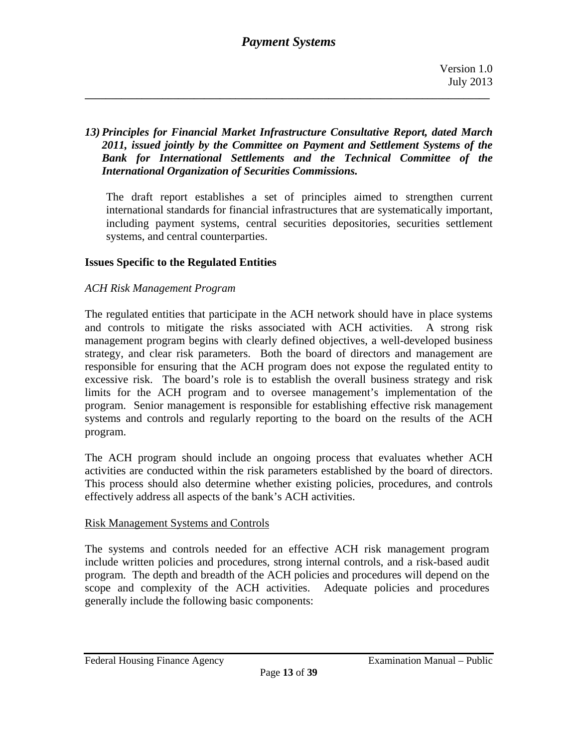*13) **Principles for Financial Market Infrastructure Consultative Report, dated March 2011, issued jointly by the Committee on Payment and Settlement Systems of the Bank for International Settlements and the Technical Committee of the International Organization of Securities Commissions.***

The draft report establishes a set of principles aimed to strengthen current international standards for financial infrastructures that are systematically important, including payment systems, central securities depositories, securities settlement systems, and central counterparties.

**Issues Specific to the Regulated Entities**

*ACH Risk Management Program*

The regulated entities that participate in the ACH network should have in place systems and controls to mitigate the risks associated with ACH activities. A strong risk management program begins with clearly defined objectives, a well-developed business strategy, and clear risk parameters. Both the board of directors and management are responsible for ensuring that the ACH program does not expose the regulated entity to excessive risk. The board's role is to establish the overall business strategy and risk limits for the ACH program and to oversee management's implementation of the program. Senior management is responsible for establishing effective risk management systems and controls and regularly reporting to the board on the results of the ACH program.

The ACH program should include an ongoing process that evaluates whether ACH activities are conducted within the risk parameters established by the board of directors. This process should also determine whether existing policies, procedures, and controls effectively address all aspects of the bank's ACH activities.

<u>Risk Management Systems and Controls</u>

The systems and controls needed for an effective ACH risk management program include written policies and procedures, strong internal controls, and a risk-based audit program. The depth and breadth of the ACH policies and procedures will depend on the scope and complexity of the ACH activities. Adequate policies and procedures generally include the following basic components: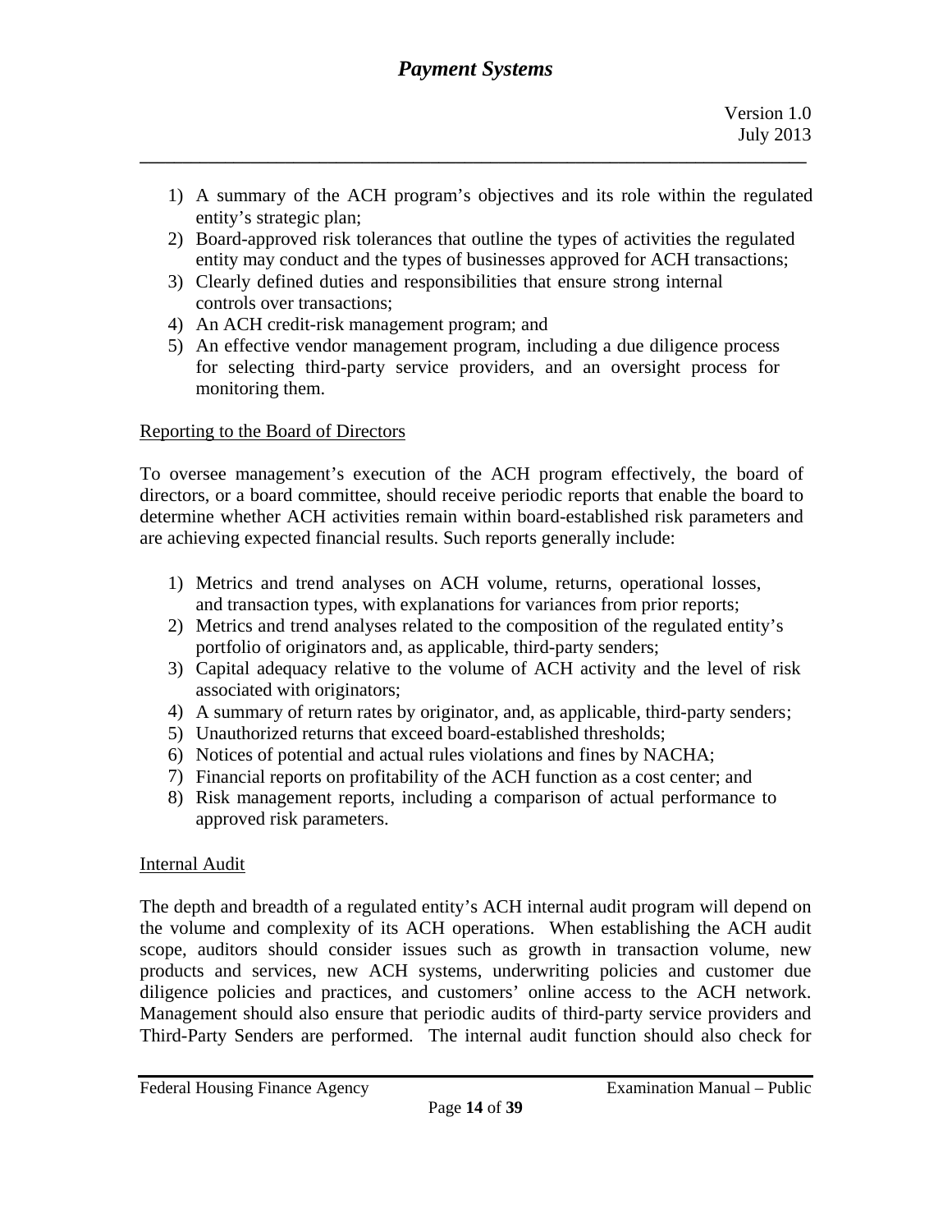1) A summary of the ACH program's objectives and its role within the regulated entity's strategic plan;
2) Board-approved risk tolerances that outline the types of activities the regulated entity may conduct and the types of businesses approved for ACH transactions;
3) Clearly defined duties and responsibilities that ensure strong internal controls over transactions;
4) An ACH credit-risk management program; and
5) An effective vendor management program, including a due diligence process for selecting third-party service providers, and an oversight process for monitoring them.

<u>Reporting to the Board of Directors</u>

To oversee management's execution of the ACH program effectively, the board of directors, or a board committee, should receive periodic reports that enable the board to determine whether ACH activities remain within board-established risk parameters and are achieving expected financial results. Such reports generally include:

1) Metrics and trend analyses on ACH volume, returns, operational losses, and transaction types, with explanations for variances from prior reports;
2) Metrics and trend analyses related to the composition of the regulated entity's portfolio of originators and, as applicable, third-party senders;
3) Capital adequacy relative to the volume of ACH activity and the level of risk associated with originators;
4) A summary of return rates by originator, and, as applicable, third-party senders;
5) Unauthorized returns that exceed board-established thresholds;
6) Notices of potential and actual rules violations and fines by NACHA;
7) Financial reports on profitability of the ACH function as a cost center; and
8) Risk management reports, including a comparison of actual performance to approved risk parameters.

<u>Internal Audit</u>

The depth and breadth of a regulated entity's ACH internal audit program will depend on the volume and complexity of its ACH operations. When establishing the ACH audit scope, auditors should consider issues such as growth in transaction volume, new products and services, new ACH systems, underwriting policies and customer due diligence policies and practices, and customers' online access to the ACH network. Management should also ensure that periodic audits of third-party service providers and Third-Party Senders are performed. The internal audit function should also check for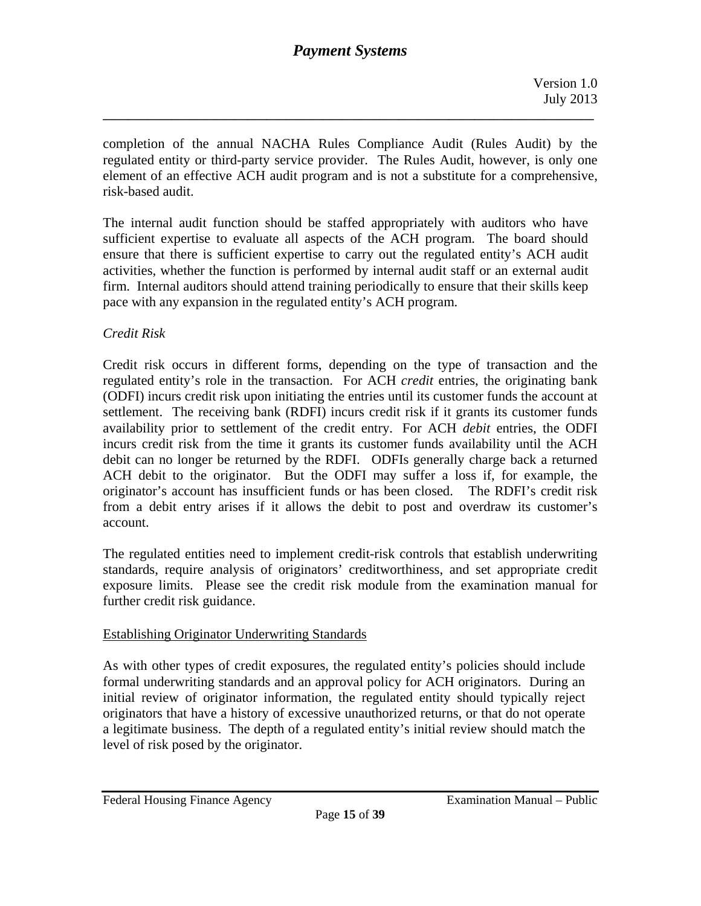completion of the annual NACHA Rules Compliance Audit (Rules Audit) by the regulated entity or third-party service provider. The Rules Audit, however, is only one element of an effective ACH audit program and is not a substitute for a comprehensive, risk-based audit.

The internal audit function should be staffed appropriately with auditors who have sufficient expertise to evaluate all aspects of the ACH program. The board should ensure that there is sufficient expertise to carry out the regulated entity's ACH audit activities, whether the function is performed by internal audit staff or an external audit firm. Internal auditors should attend training periodically to ensure that their skills keep pace with any expansion in the regulated entity's ACH program.

*Credit Risk*

Credit risk occurs in different forms, depending on the type of transaction and the regulated entity's role in the transaction. For ACH *credit* entries, the originating bank (ODFI) incurs credit risk upon initiating the entries until its customer funds the account at settlement. The receiving bank (RDFI) incurs credit risk if it grants its customer funds availability prior to settlement of the credit entry. For ACH *debit* entries, the ODFI incurs credit risk from the time it grants its customer funds availability until the ACH debit can no longer be returned by the RDFI. ODFIs generally charge back a returned ACH debit to the originator. But the ODFI may suffer a loss if, for example, the originator's account has insufficient funds or has been closed. The RDFI's credit risk from a debit entry arises if it allows the debit to post and overdraw its customer's account.

The regulated entities need to implement credit-risk controls that establish underwriting standards, require analysis of originators' creditworthiness, and set appropriate credit exposure limits. Please see the credit risk module from the examination manual for further credit risk guidance.

<u>Establishing Originator Underwriting Standards</u>

As with other types of credit exposures, the regulated entity's policies should include formal underwriting standards and an approval policy for ACH originators. During an initial review of originator information, the regulated entity should typically reject originators that have a history of excessive unauthorized returns, or that do not operate a legitimate business. The depth of a regulated entity's initial review should match the level of risk posed by the originator.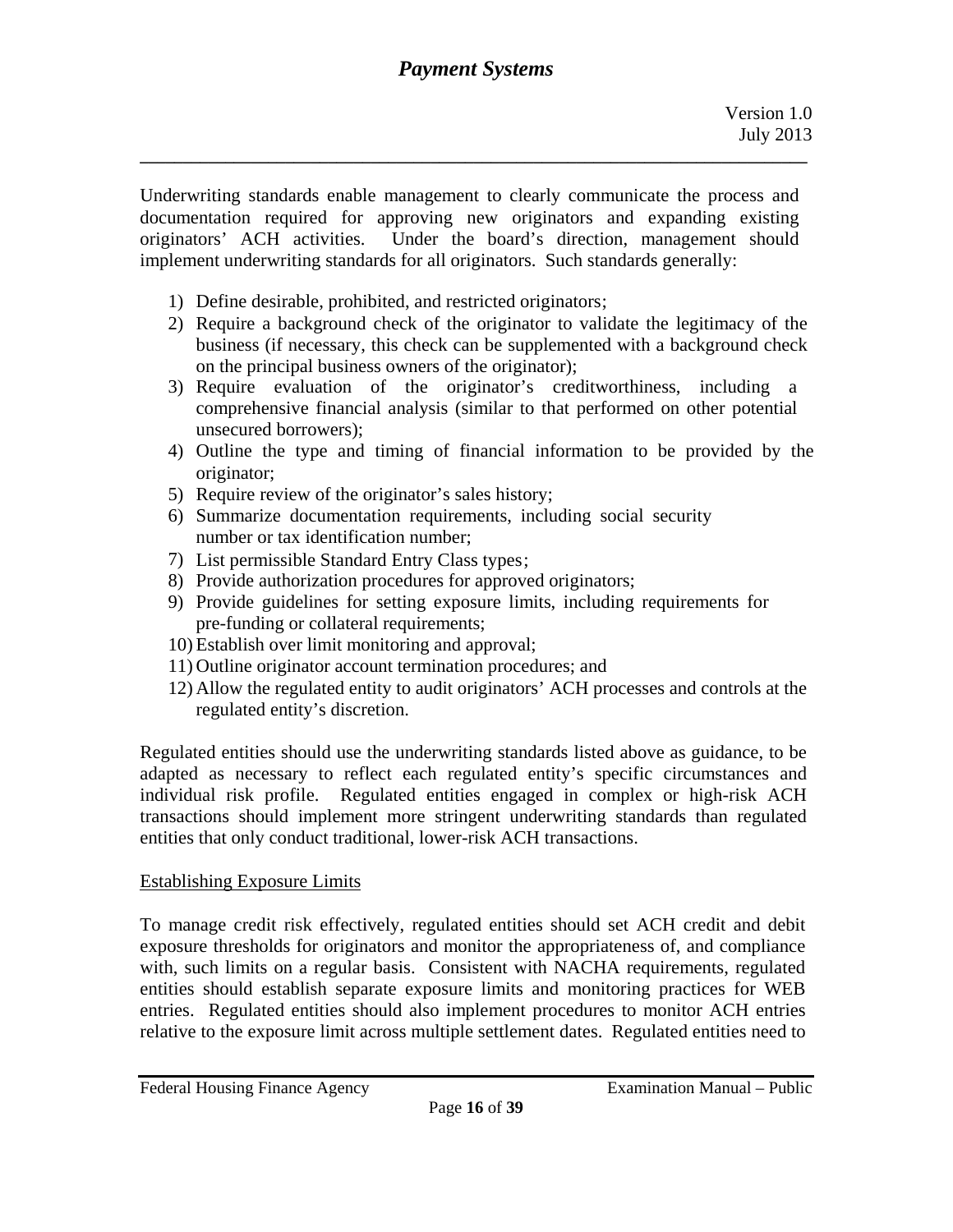Underwriting standards enable management to clearly communicate the process and documentation required for approving new originators and expanding existing originators' ACH activities. Under the board's direction, management should implement underwriting standards for all originators. Such standards generally:

1) Define desirable, prohibited, and restricted originators;
2) Require a background check of the originator to validate the legitimacy of the business (if necessary, this check can be supplemented with a background check on the principal business owners of the originator);
3) Require evaluation of the originator's creditworthiness, including a comprehensive financial analysis (similar to that performed on other potential unsecured borrowers);
4) Outline the type and timing of financial information to be provided by the originator;
5) Require review of the originator's sales history;
6) Summarize documentation requirements, including social security number or tax identification number;
7) List permissible Standard Entry Class types;
8) Provide authorization procedures for approved originators;
9) Provide guidelines for setting exposure limits, including requirements for pre-funding or collateral requirements;
10) Establish over limit monitoring and approval;
11) Outline originator account termination procedures; and
12) Allow the regulated entity to audit originators' ACH processes and controls at the regulated entity's discretion.

Regulated entities should use the underwriting standards listed above as guidance, to be adapted as necessary to reflect each regulated entity's specific circumstances and individual risk profile. Regulated entities engaged in complex or high-risk ACH transactions should implement more stringent underwriting standards than regulated entities that only conduct traditional, lower-risk ACH transactions.

Establishing Exposure Limits

To manage credit risk effectively, regulated entities should set ACH credit and debit exposure thresholds for originators and monitor the appropriateness of, and compliance with, such limits on a regular basis. Consistent with NACHA requirements, regulated entities should establish separate exposure limits and monitoring practices for WEB entries. Regulated entities should also implement procedures to monitor ACH entries relative to the exposure limit across multiple settlement dates. Regulated entities need to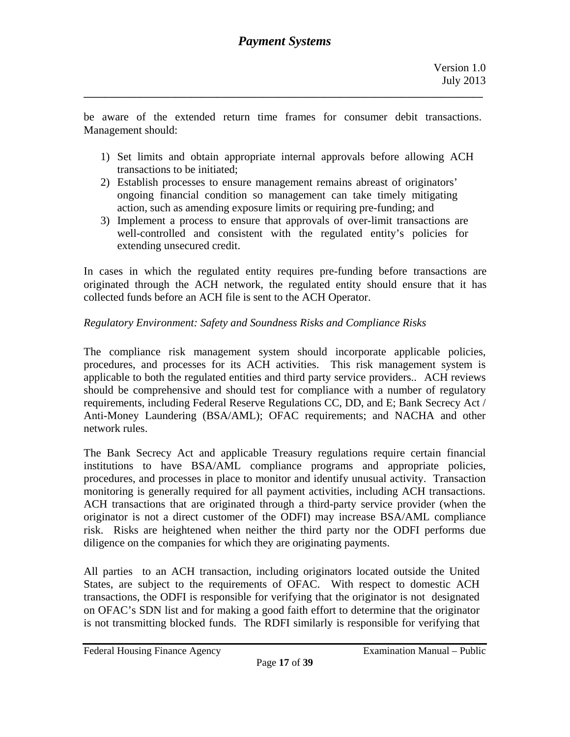be aware of the extended return time frames for consumer debit transactions. Management should:

1) Set limits and obtain appropriate internal approvals before allowing ACH transactions to be initiated;
2) Establish processes to ensure management remains abreast of originators' ongoing financial condition so management can take timely mitigating action, such as amending exposure limits or requiring pre-funding; and
3) Implement a process to ensure that approvals of over-limit transactions are well-controlled and consistent with the regulated entity's policies for extending unsecured credit.

In cases in which the regulated entity requires pre-funding before transactions are originated through the ACH network, the regulated entity should ensure that it has collected funds before an ACH file is sent to the ACH Operator.

*Regulatory Environment: Safety and Soundness Risks and Compliance Risks*

The compliance risk management system should incorporate applicable policies, procedures, and processes for its ACH activities. This risk management system is applicable to both the regulated entities and third party service providers.. ACH reviews should be comprehensive and should test for compliance with a number of regulatory requirements, including Federal Reserve Regulations CC, DD, and E; Bank Secrecy Act / Anti-Money Laundering (BSA/AML); OFAC requirements; and NACHA and other network rules.

The Bank Secrecy Act and applicable Treasury regulations require certain financial institutions to have BSA/AML compliance programs and appropriate policies, procedures, and processes in place to monitor and identify unusual activity. Transaction monitoring is generally required for all payment activities, including ACH transactions. ACH transactions that are originated through a third-party service provider (when the originator is not a direct customer of the ODFI) may increase BSA/AML compliance risk. Risks are heightened when neither the third party nor the ODFI performs due diligence on the companies for which they are originating payments.

All parties to an ACH transaction, including originators located outside the United States, are subject to the requirements of OFAC. With respect to domestic ACH transactions, the ODFI is responsible for verifying that the originator is not designated on OFAC's SDN list and for making a good faith effort to determine that the originator is not transmitting blocked funds. The RDFI similarly is responsible for verifying that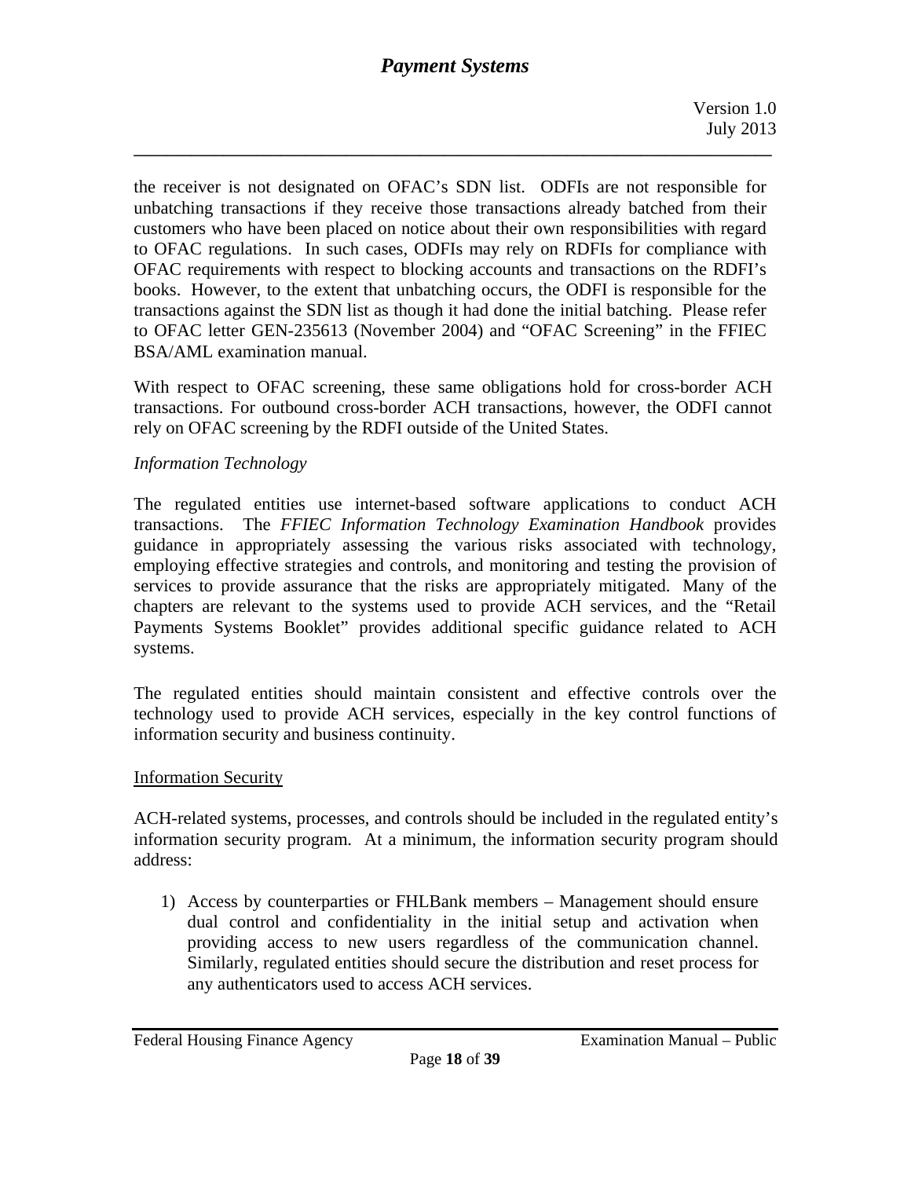the receiver is not designated on OFAC's SDN list. ODFIs are not responsible for unbatching transactions if they receive those transactions already batched from their customers who have been placed on notice about their own responsibilities with regard to OFAC regulations. In such cases, ODFIs may rely on RDFIs for compliance with OFAC requirements with respect to blocking accounts and transactions on the RDFI's books. However, to the extent that unbatching occurs, the ODFI is responsible for the transactions against the SDN list as though it had done the initial batching. Please refer to OFAC letter GEN-235613 (November 2004) and "OFAC Screening" in the FFIEC BSA/AML examination manual.

With respect to OFAC screening, these same obligations hold for cross-border ACH transactions. For outbound cross-border ACH transactions, however, the ODFI cannot rely on OFAC screening by the RDFI outside of the United States.

*Information Technology*

The regulated entities use internet-based software applications to conduct ACH transactions. The *FFIEC Information Technology Examination Handbook* provides guidance in appropriately assessing the various risks associated with technology, employing effective strategies and controls, and monitoring and testing the provision of services to provide assurance that the risks are appropriately mitigated. Many of the chapters are relevant to the systems used to provide ACH services, and the "Retail Payments Systems Booklet" provides additional specific guidance related to ACH systems.

The regulated entities should maintain consistent and effective controls over the technology used to provide ACH services, especially in the key control functions of information security and business continuity.

<u>Information Security</u>

ACH-related systems, processes, and controls should be included in the regulated entity's information security program. At a minimum, the information security program should address:

1) Access by counterparties or FHLBank members – Management should ensure dual control and confidentiality in the initial setup and activation when providing access to new users regardless of the communication channel. Similarly, regulated entities should secure the distribution and reset process for any authenticators used to access ACH services.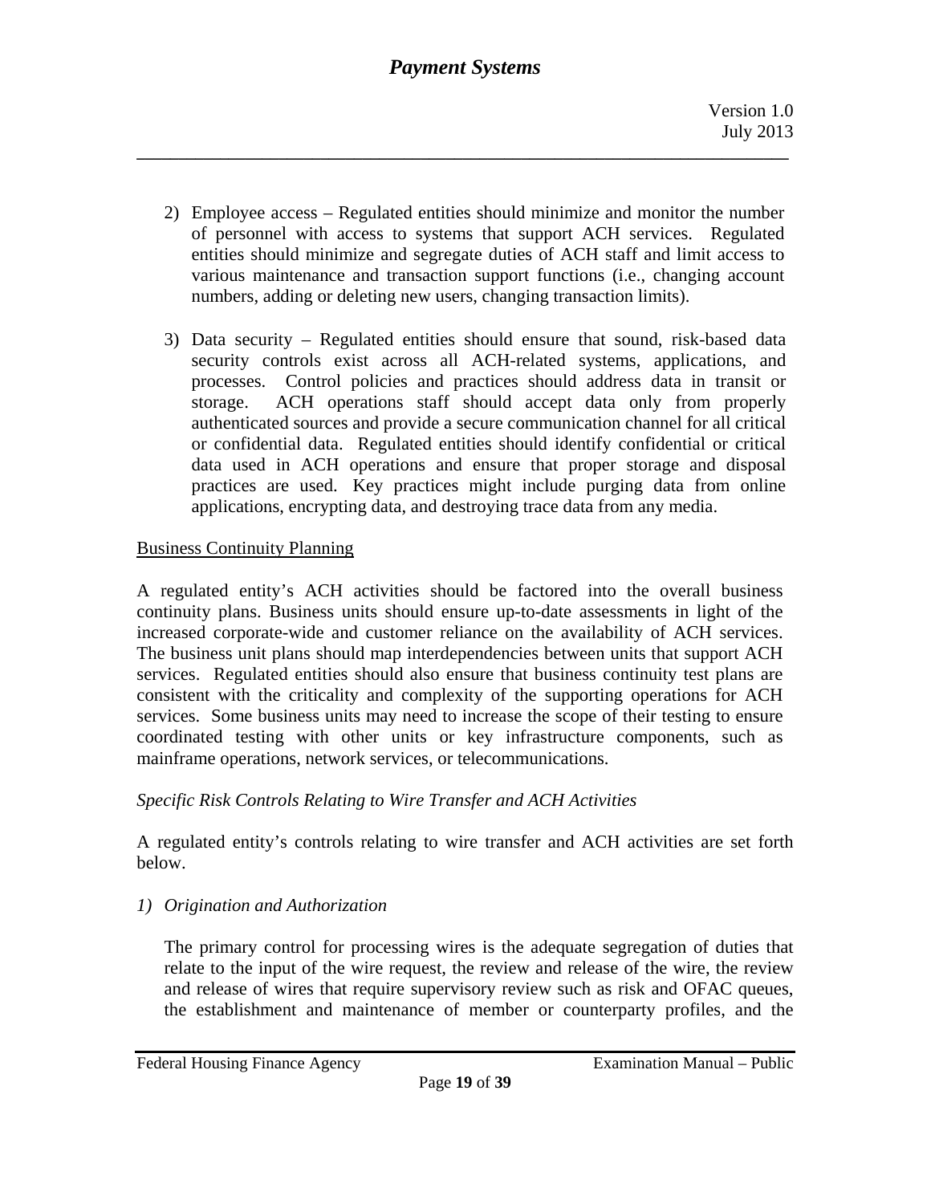2) Employee access – Regulated entities should minimize and monitor the number of personnel with access to systems that support ACH services. Regulated entities should minimize and segregate duties of ACH staff and limit access to various maintenance and transaction support functions (i.e., changing account numbers, adding or deleting new users, changing transaction limits).

3) Data security – Regulated entities should ensure that sound, risk-based data security controls exist across all ACH-related systems, applications, and processes. Control policies and practices should address data in transit or storage. ACH operations staff should accept data only from properly authenticated sources and provide a secure communication channel for all critical or confidential data. Regulated entities should identify confidential or critical data used in ACH operations and ensure that proper storage and disposal practices are used. Key practices might include purging data from online applications, encrypting data, and destroying trace data from any media.

<u>Business Continuity Planning</u>

A regulated entity's ACH activities should be factored into the overall business continuity plans. Business units should ensure up-to-date assessments in light of the increased corporate-wide and customer reliance on the availability of ACH services. The business unit plans should map interdependencies between units that support ACH services. Regulated entities should also ensure that business continuity test plans are consistent with the criticality and complexity of the supporting operations for ACH services. Some business units may need to increase the scope of their testing to ensure coordinated testing with other units or key infrastructure components, such as mainframe operations, network services, or telecommunications.

*Specific Risk Controls Relating to Wire Transfer and ACH Activities*

A regulated entity's controls relating to wire transfer and ACH activities are set forth below.

*1) Origination and Authorization*

The primary control for processing wires is the adequate segregation of duties that relate to the input of the wire request, the review and release of the wire, the review and release of wires that require supervisory review such as risk and OFAC queues, the establishment and maintenance of member or counterparty profiles, and the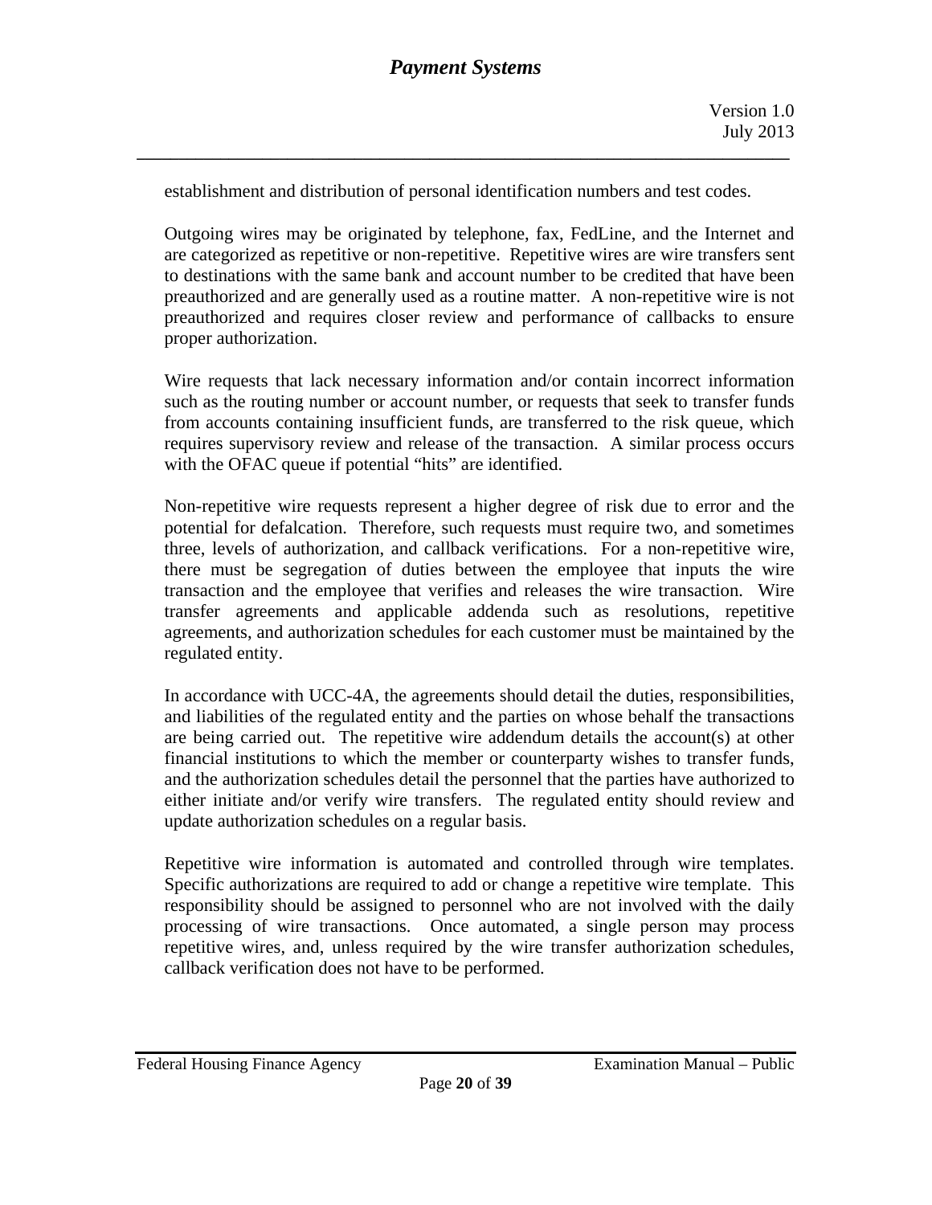establishment and distribution of personal identification numbers and test codes.

Outgoing wires may be originated by telephone, fax, FedLine, and the Internet and are categorized as repetitive or non-repetitive. Repetitive wires are wire transfers sent to destinations with the same bank and account number to be credited that have been preauthorized and are generally used as a routine matter. A non-repetitive wire is not preauthorized and requires closer review and performance of callbacks to ensure proper authorization.

Wire requests that lack necessary information and/or contain incorrect information such as the routing number or account number, or requests that seek to transfer funds from accounts containing insufficient funds, are transferred to the risk queue, which requires supervisory review and release of the transaction. A similar process occurs with the OFAC queue if potential "hits" are identified.

Non-repetitive wire requests represent a higher degree of risk due to error and the potential for defalcation. Therefore, such requests must require two, and sometimes three, levels of authorization, and callback verifications. For a non-repetitive wire, there must be segregation of duties between the employee that inputs the wire transaction and the employee that verifies and releases the wire transaction. Wire transfer agreements and applicable addenda such as resolutions, repetitive agreements, and authorization schedules for each customer must be maintained by the regulated entity.

In accordance with UCC-4A, the agreements should detail the duties, responsibilities, and liabilities of the regulated entity and the parties on whose behalf the transactions are being carried out. The repetitive wire addendum details the account(s) at other financial institutions to which the member or counterparty wishes to transfer funds, and the authorization schedules detail the personnel that the parties have authorized to either initiate and/or verify wire transfers. The regulated entity should review and update authorization schedules on a regular basis.

Repetitive wire information is automated and controlled through wire templates. Specific authorizations are required to add or change a repetitive wire template. This responsibility should be assigned to personnel who are not involved with the daily processing of wire transactions. Once automated, a single person may process repetitive wires, and, unless required by the wire transfer authorization schedules, callback verification does not have to be performed.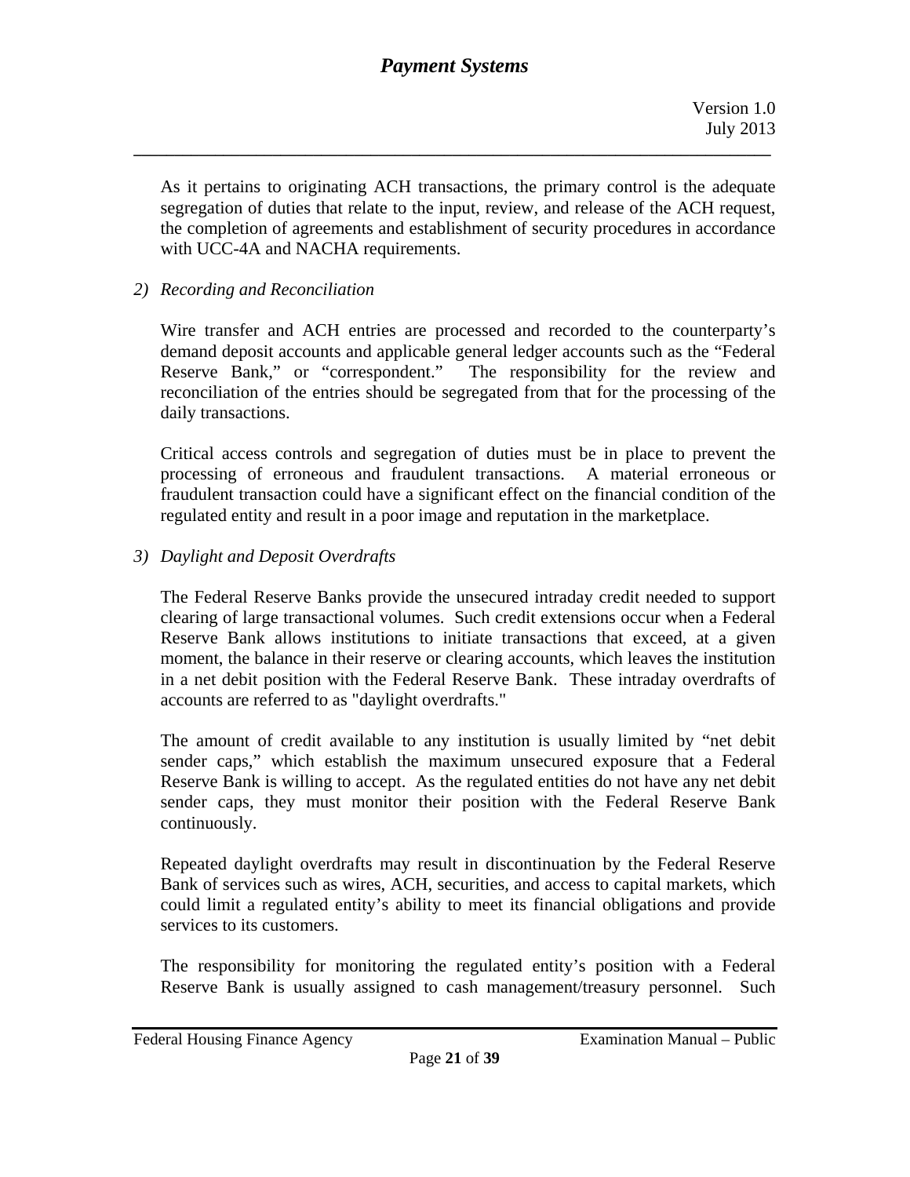As it pertains to originating ACH transactions, the primary control is the adequate segregation of duties that relate to the input, review, and release of the ACH request, the completion of agreements and establishment of security procedures in accordance with UCC-4A and NACHA requirements.

2) *Recording and Reconciliation*

Wire transfer and ACH entries are processed and recorded to the counterparty's demand deposit accounts and applicable general ledger accounts such as the "Federal Reserve Bank," or "correspondent." The responsibility for the review and reconciliation of the entries should be segregated from that for the processing of the daily transactions.

Critical access controls and segregation of duties must be in place to prevent the processing of erroneous and fraudulent transactions. A material erroneous or fraudulent transaction could have a significant effect on the financial condition of the regulated entity and result in a poor image and reputation in the marketplace.

3) *Daylight and Deposit Overdrafts*

The Federal Reserve Banks provide the unsecured intraday credit needed to support clearing of large transactional volumes. Such credit extensions occur when a Federal Reserve Bank allows institutions to initiate transactions that exceed, at a given moment, the balance in their reserve or clearing accounts, which leaves the institution in a net debit position with the Federal Reserve Bank. These intraday overdrafts of accounts are referred to as "daylight overdrafts."

The amount of credit available to any institution is usually limited by "net debit sender caps," which establish the maximum unsecured exposure that a Federal Reserve Bank is willing to accept. As the regulated entities do not have any net debit sender caps, they must monitor their position with the Federal Reserve Bank continuously.

Repeated daylight overdrafts may result in discontinuation by the Federal Reserve Bank of services such as wires, ACH, securities, and access to capital markets, which could limit a regulated entity's ability to meet its financial obligations and provide services to its customers.

The responsibility for monitoring the regulated entity's position with a Federal Reserve Bank is usually assigned to cash management/treasury personnel. Such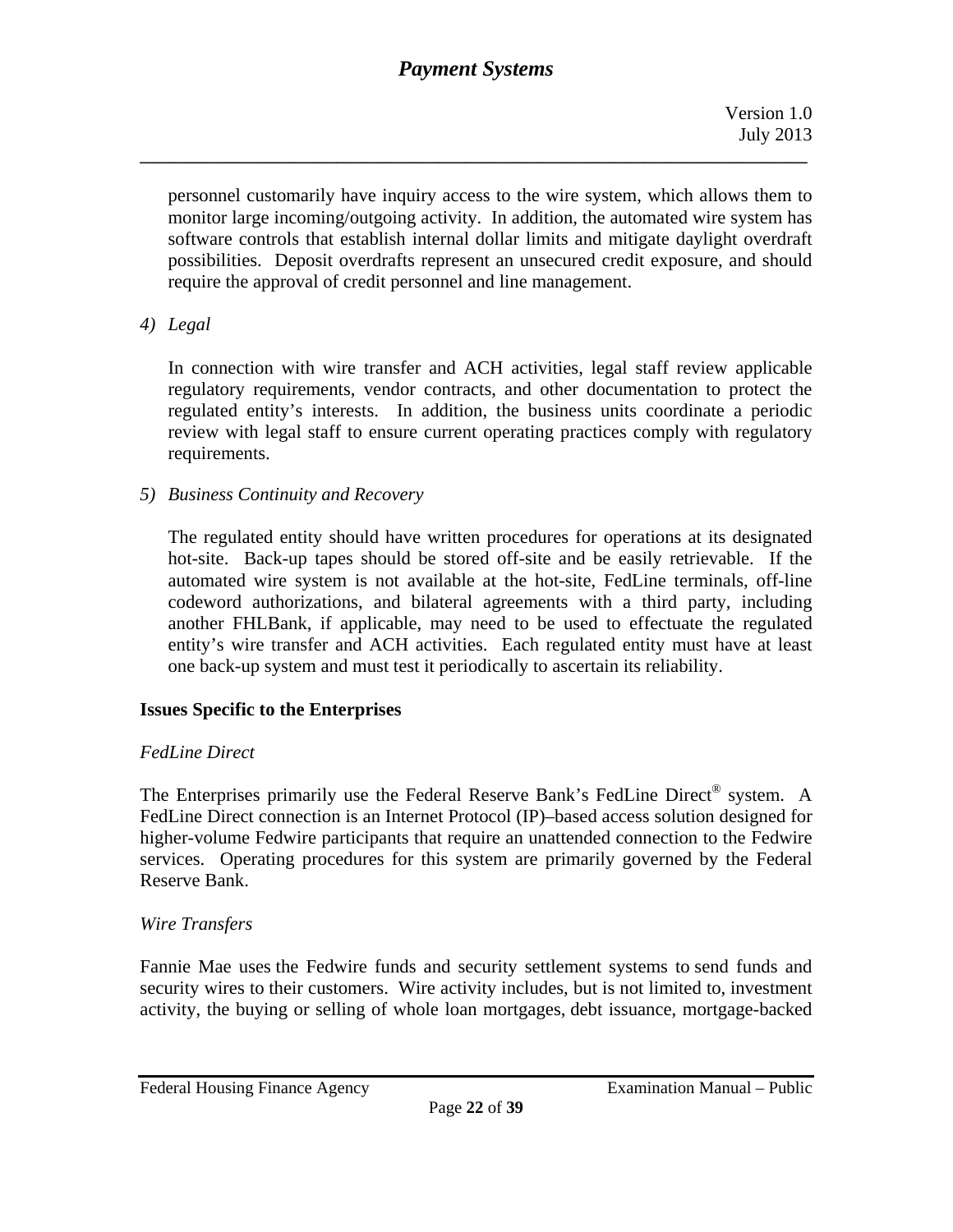personnel customarily have inquiry access to the wire system, which allows them to monitor large incoming/outgoing activity. In addition, the automated wire system has software controls that establish internal dollar limits and mitigate daylight overdraft possibilities. Deposit overdrafts represent an unsecured credit exposure, and should require the approval of credit personnel and line management.

4) *Legal*

In connection with wire transfer and ACH activities, legal staff review applicable regulatory requirements, vendor contracts, and other documentation to protect the regulated entity's interests. In addition, the business units coordinate a periodic review with legal staff to ensure current operating practices comply with regulatory requirements.

5) *Business Continuity and Recovery*

The regulated entity should have written procedures for operations at its designated hot-site. Back-up tapes should be stored off-site and be easily retrievable. If the automated wire system is not available at the hot-site, FedLine terminals, off-line codeword authorizations, and bilateral agreements with a third party, including another FHLBank, if applicable, may need to be used to effectuate the regulated entity's wire transfer and ACH activities. Each regulated entity must have at least one back-up system and must test it periodically to ascertain its reliability.

**Issues Specific to the Enterprises**

*FedLine Direct*

The Enterprises primarily use the Federal Reserve Bank's FedLine Direct® system. A FedLine Direct connection is an Internet Protocol (IP)–based access solution designed for higher-volume Fedwire participants that require an unattended connection to the Fedwire services. Operating procedures for this system are primarily governed by the Federal Reserve Bank.

*Wire Transfers*

Fannie Mae uses the Fedwire funds and security settlement systems to send funds and security wires to their customers. Wire activity includes, but is not limited to, investment activity, the buying or selling of whole loan mortgages, debt issuance, mortgage-backed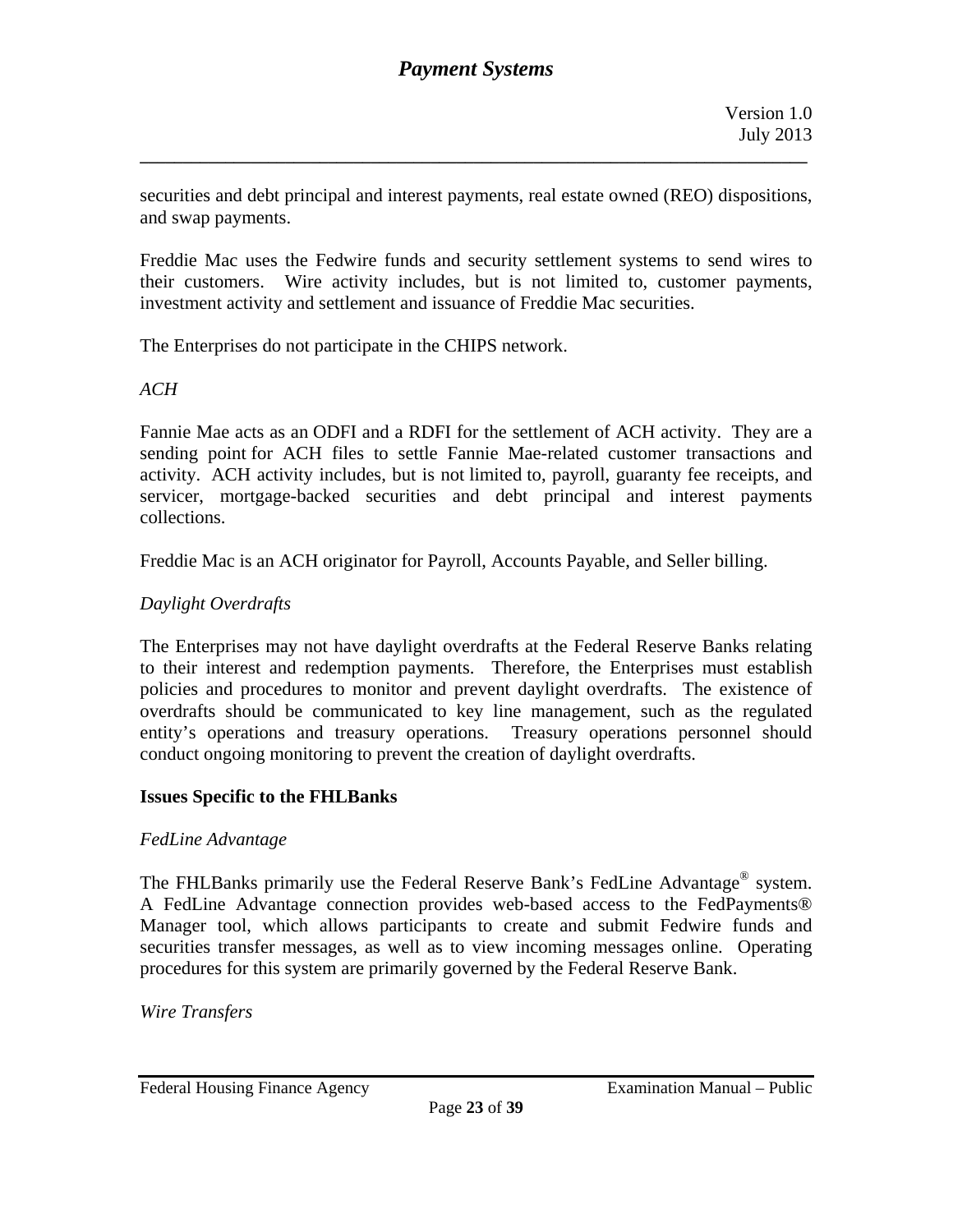securities and debt principal and interest payments, real estate owned (REO) dispositions, and swap payments.

Freddie Mac uses the Fedwire funds and security settlement systems to send wires to their customers. Wire activity includes, but is not limited to, customer payments, investment activity and settlement and issuance of Freddie Mac securities.

The Enterprises do not participate in the CHIPS network.

*ACH*

Fannie Mae acts as an ODFI and a RDFI for the settlement of ACH activity. They are a sending point for ACH files to settle Fannie Mae-related customer transactions and activity. ACH activity includes, but is not limited to, payroll, guaranty fee receipts, and servicer, mortgage-backed securities and debt principal and interest payments collections.

Freddie Mac is an ACH originator for Payroll, Accounts Payable, and Seller billing.

*Daylight Overdrafts*

The Enterprises may not have daylight overdrafts at the Federal Reserve Banks relating to their interest and redemption payments. Therefore, the Enterprises must establish policies and procedures to monitor and prevent daylight overdrafts. The existence of overdrafts should be communicated to key line management, such as the regulated entity's operations and treasury operations. Treasury operations personnel should conduct ongoing monitoring to prevent the creation of daylight overdrafts.

**Issues Specific to the FHLBanks**

*FedLine Advantage*

The FHLBanks primarily use the Federal Reserve Bank's FedLine Advantage® system. A FedLine Advantage connection provides web-based access to the FedPayments® Manager tool, which allows participants to create and submit Fedwire funds and securities transfer messages, as well as to view incoming messages online. Operating procedures for this system are primarily governed by the Federal Reserve Bank.

*Wire Transfers*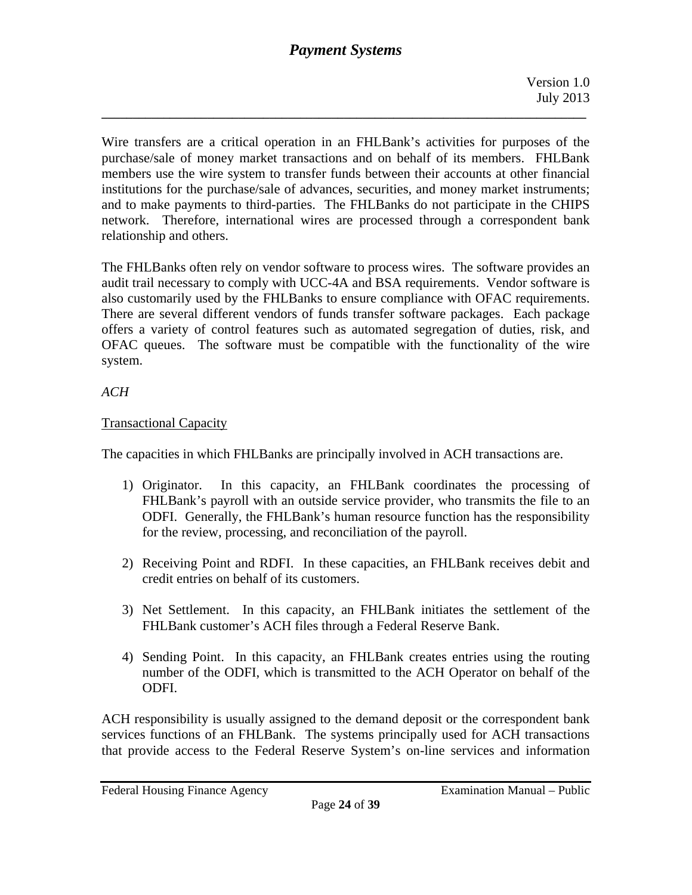Wire transfers are a critical operation in an FHLBank's activities for purposes of the purchase/sale of money market transactions and on behalf of its members. FHLBank members use the wire system to transfer funds between their accounts at other financial institutions for the purchase/sale of advances, securities, and money market instruments; and to make payments to third-parties. The FHLBanks do not participate in the CHIPS network. Therefore, international wires are processed through a correspondent bank relationship and others.

The FHLBanks often rely on vendor software to process wires. The software provides an audit trail necessary to comply with UCC-4A and BSA requirements. Vendor software is also customarily used by the FHLBanks to ensure compliance with OFAC requirements. There are several different vendors of funds transfer software packages. Each package offers a variety of control features such as automated segregation of duties, risk, and OFAC queues. The software must be compatible with the functionality of the wire system.

*ACH*

Transactional Capacity

The capacities in which FHLBanks are principally involved in ACH transactions are.

1) Originator. In this capacity, an FHLBank coordinates the processing of FHLBank's payroll with an outside service provider, who transmits the file to an ODFI. Generally, the FHLBank's human resource function has the responsibility for the review, processing, and reconciliation of the payroll.

2) Receiving Point and RDFI. In these capacities, an FHLBank receives debit and credit entries on behalf of its customers.

3) Net Settlement. In this capacity, an FHLBank initiates the settlement of the FHLBank customer's ACH files through a Federal Reserve Bank.

4) Sending Point. In this capacity, an FHLBank creates entries using the routing number of the ODFI, which is transmitted to the ACH Operator on behalf of the ODFI.

ACH responsibility is usually assigned to the demand deposit or the correspondent bank services functions of an FHLBank. The systems principally used for ACH transactions that provide access to the Federal Reserve System's on-line services and information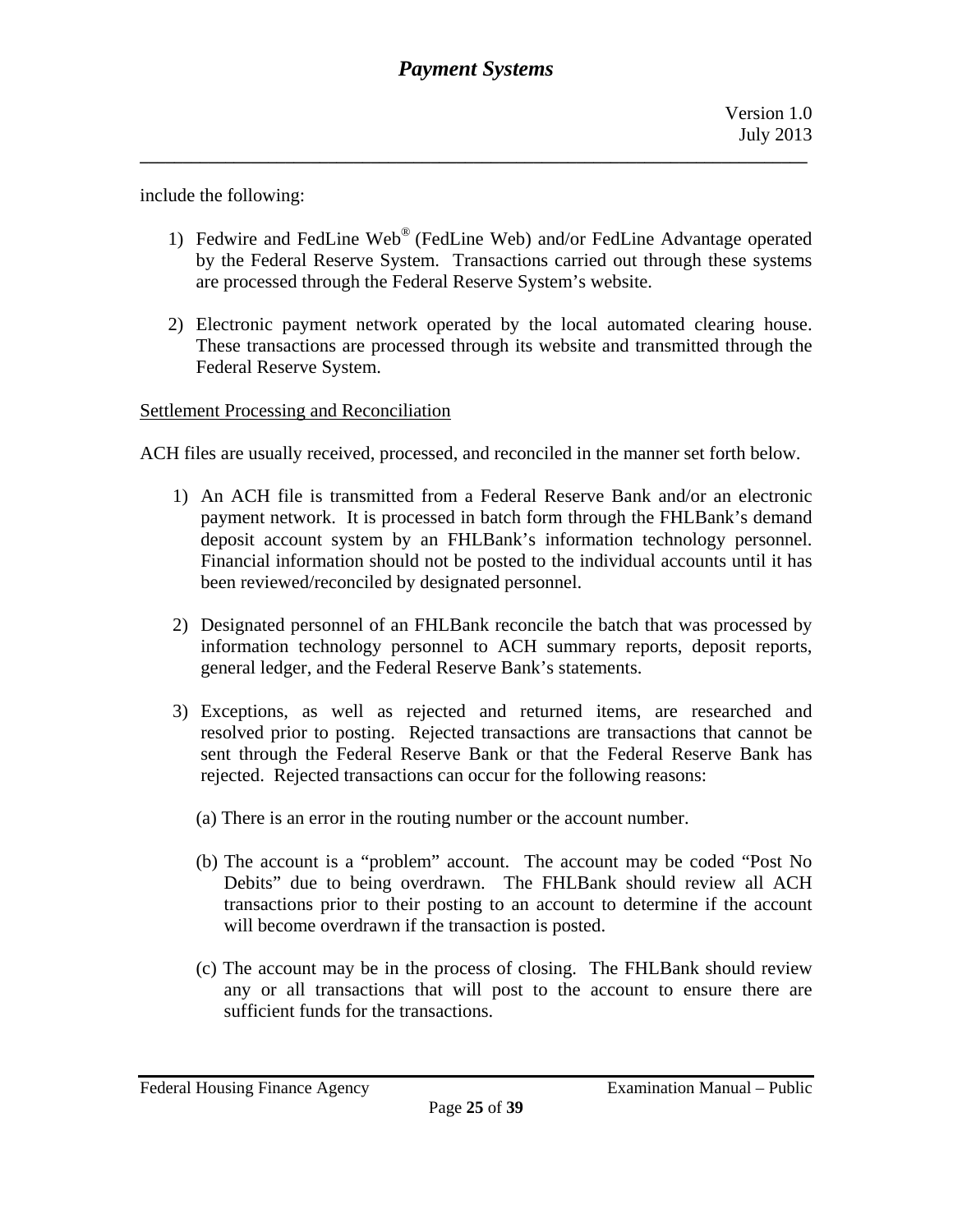include the following:

1) Fedwire and FedLine Web® (FedLine Web) and/or FedLine Advantage operated by the Federal Reserve System. Transactions carried out through these systems are processed through the Federal Reserve System's website.

2) Electronic payment network operated by the local automated clearing house. These transactions are processed through its website and transmitted through the Federal Reserve System.

Settlement Processing and Reconciliation

ACH files are usually received, processed, and reconciled in the manner set forth below.

1) An ACH file is transmitted from a Federal Reserve Bank and/or an electronic payment network. It is processed in batch form through the FHLBank's demand deposit account system by an FHLBank's information technology personnel. Financial information should not be posted to the individual accounts until it has been reviewed/reconciled by designated personnel.

2) Designated personnel of an FHLBank reconcile the batch that was processed by information technology personnel to ACH summary reports, deposit reports, general ledger, and the Federal Reserve Bank's statements.

3) Exceptions, as well as rejected and returned items, are researched and resolved prior to posting. Rejected transactions are transactions that cannot be sent through the Federal Reserve Bank or that the Federal Reserve Bank has rejected. Rejected transactions can occur for the following reasons:

   (a) There is an error in the routing number or the account number.

   (b) The account is a "problem" account. The account may be coded "Post No Debits" due to being overdrawn. The FHLBank should review all ACH transactions prior to their posting to an account to determine if the account will become overdrawn if the transaction is posted.

   (c) The account may be in the process of closing. The FHLBank should review any or all transactions that will post to the account to ensure there are sufficient funds for the transactions.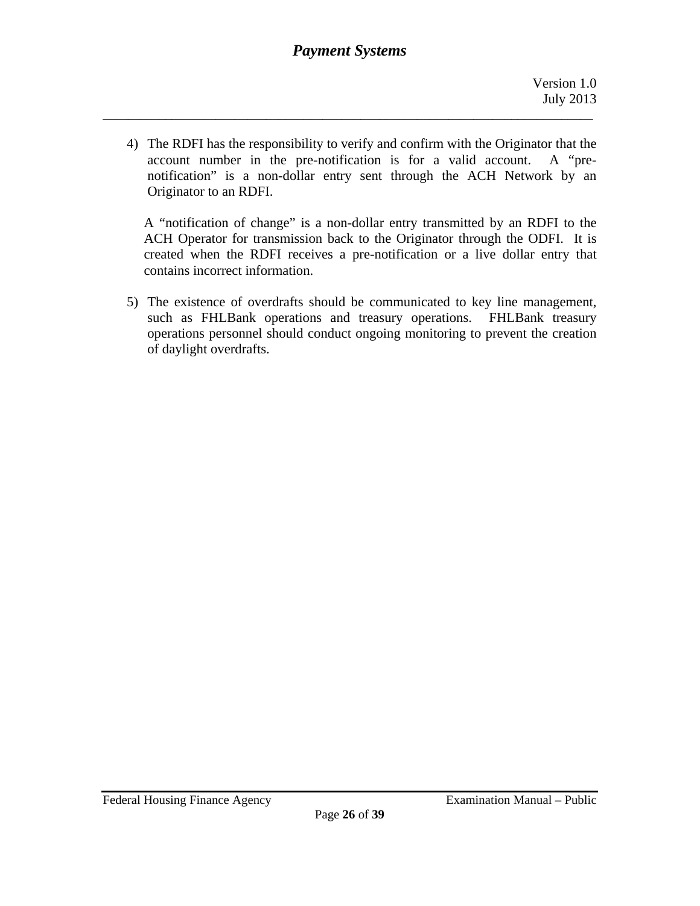4) The RDFI has the responsibility to verify and confirm with the Originator that the account number in the pre-notification is for a valid account. A "pre-notification" is a non-dollar entry sent through the ACH Network by an Originator to an RDFI.

   A "notification of change" is a non-dollar entry transmitted by an RDFI to the ACH Operator for transmission back to the Originator through the ODFI. It is created when the RDFI receives a pre-notification or a live dollar entry that contains incorrect information.

5) The existence of overdrafts should be communicated to key line management, such as FHLBank operations and treasury operations. FHLBank treasury operations personnel should conduct ongoing monitoring to prevent the creation of daylight overdrafts.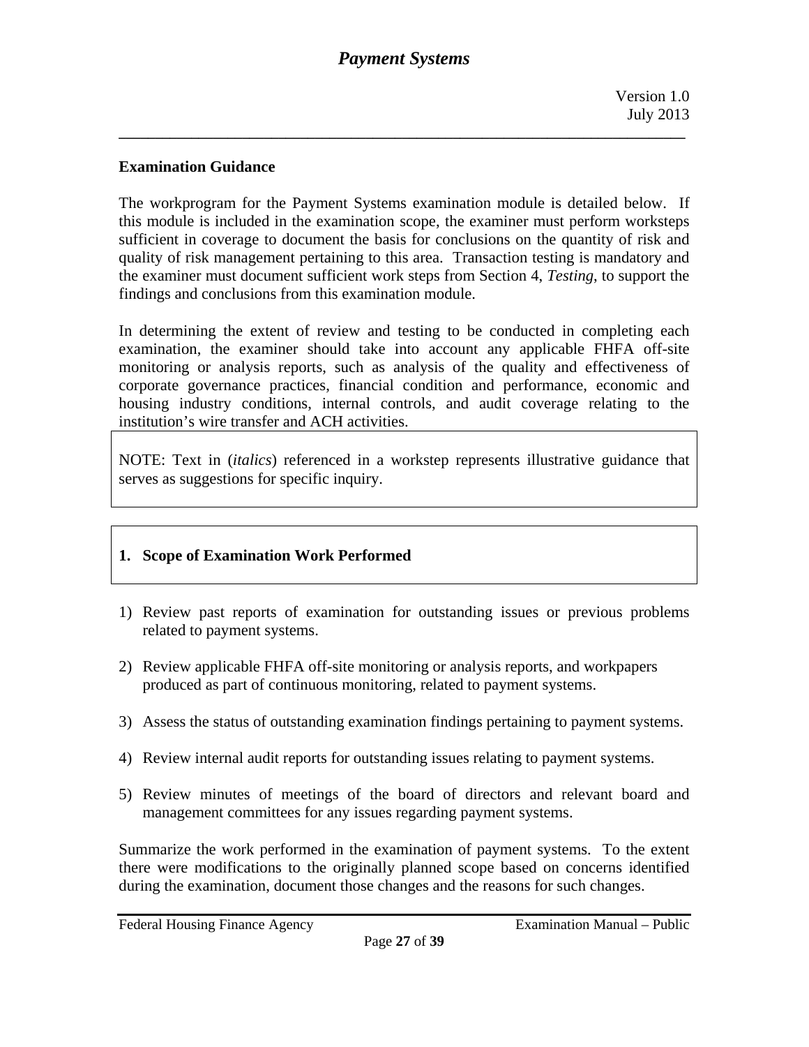## Examination Guidance

The workprogram for the Payment Systems examination module is detailed below. If this module is included in the examination scope, the examiner must perform worksteps sufficient in coverage to document the basis for conclusions on the quantity of risk and quality of risk management pertaining to this area. Transaction testing is mandatory and the examiner must document sufficient work steps from Section 4, *Testing*, to support the findings and conclusions from this examination module.

In determining the extent of review and testing to be conducted in completing each examination, the examiner should take into account any applicable FHFA off-site monitoring or analysis reports, such as analysis of the quality and effectiveness of corporate governance practices, financial condition and performance, economic and housing industry conditions, internal controls, and audit coverage relating to the institution's wire transfer and ACH activities.

NOTE: Text in (*italics*) referenced in a workstep represents illustrative guidance that serves as suggestions for specific inquiry.

### 1. Scope of Examination Work Performed

1) Review past reports of examination for outstanding issues or previous problems related to payment systems.

2) Review applicable FHFA off-site monitoring or analysis reports, and workpapers produced as part of continuous monitoring, related to payment systems.

3) Assess the status of outstanding examination findings pertaining to payment systems.

4) Review internal audit reports for outstanding issues relating to payment systems.

5) Review minutes of meetings of the board of directors and relevant board and management committees for any issues regarding payment systems.

Summarize the work performed in the examination of payment systems. To the extent there were modifications to the originally planned scope based on concerns identified during the examination, document those changes and the reasons for such changes.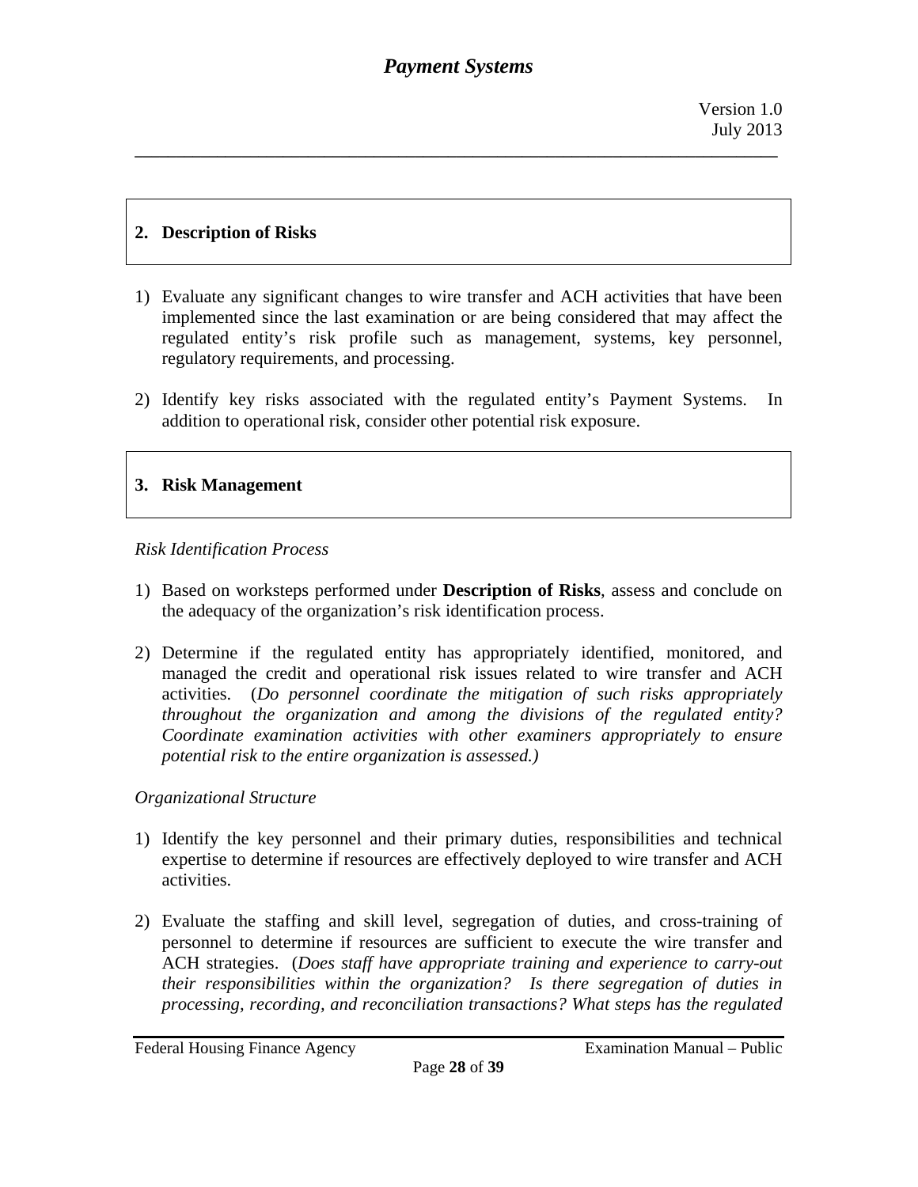## 2. Description of Risks

1) Evaluate any significant changes to wire transfer and ACH activities that have been implemented since the last examination or are being considered that may affect the regulated entity's risk profile such as management, systems, key personnel, regulatory requirements, and processing.

2) Identify key risks associated with the regulated entity's Payment Systems. In addition to operational risk, consider other potential risk exposure.

## 3. Risk Management

*Risk Identification Process*

1) Based on worksteps performed under **Description of Risks**, assess and conclude on the adequacy of the organization's risk identification process.

2) Determine if the regulated entity has appropriately identified, monitored, and managed the credit and operational risk issues related to wire transfer and ACH activities. (*Do personnel coordinate the mitigation of such risks appropriately throughout the organization and among the divisions of the regulated entity? Coordinate examination activities with other examiners appropriately to ensure potential risk to the entire organization is assessed.)*

*Organizational Structure*

1) Identify the key personnel and their primary duties, responsibilities and technical expertise to determine if resources are effectively deployed to wire transfer and ACH activities.

2) Evaluate the staffing and skill level, segregation of duties, and cross-training of personnel to determine if resources are sufficient to execute the wire transfer and ACH strategies. (*Does staff have appropriate training and experience to carry-out their responsibilities within the organization? Is there segregation of duties in processing, recording, and reconciliation transactions? What steps has the regulated*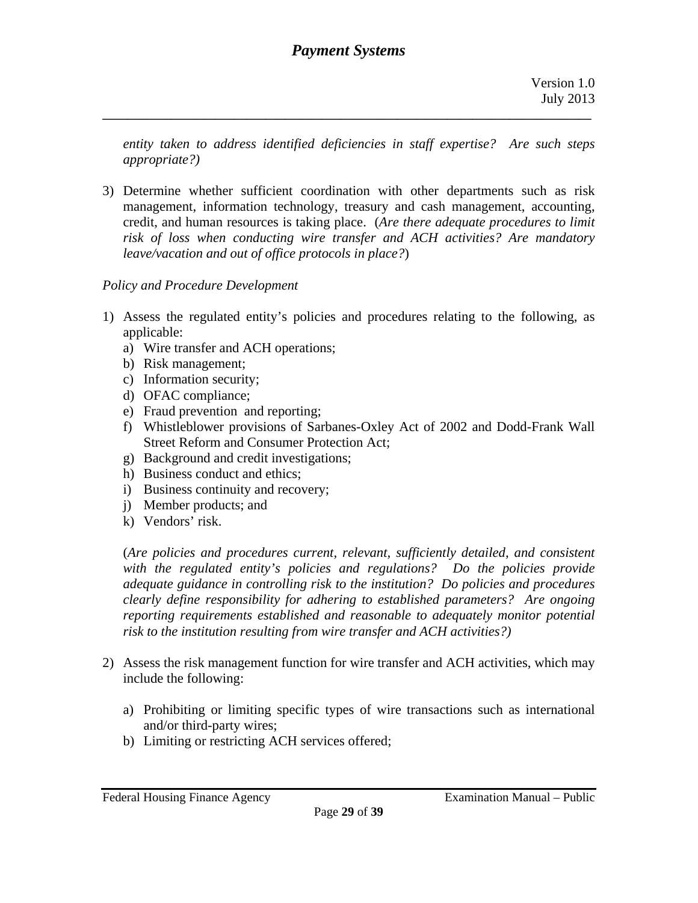*entity taken to address identified deficiencies in staff expertise? Are such steps appropriate?)*

3) Determine whether sufficient coordination with other departments such as risk management, information technology, treasury and cash management, accounting, credit, and human resources is taking place. (*Are there adequate procedures to limit risk of loss when conducting wire transfer and ACH activities? Are mandatory leave/vacation and out of office protocols in place?*)

*Policy and Procedure Development*

1) Assess the regulated entity's policies and procedures relating to the following, as applicable:
   a) Wire transfer and ACH operations;
   b) Risk management;
   c) Information security;
   d) OFAC compliance;
   e) Fraud prevention and reporting;
   f) Whistleblower provisions of Sarbanes-Oxley Act of 2002 and Dodd-Frank Wall Street Reform and Consumer Protection Act;
   g) Background and credit investigations;
   h) Business conduct and ethics;
   i) Business continuity and recovery;
   j) Member products; and
   k) Vendors' risk.

   (*Are policies and procedures current, relevant, sufficiently detailed, and consistent with the regulated entity's policies and regulations? Do the policies provide adequate guidance in controlling risk to the institution? Do policies and procedures clearly define responsibility for adhering to established parameters? Are ongoing reporting requirements established and reasonable to adequately monitor potential risk to the institution resulting from wire transfer and ACH activities?)*

2) Assess the risk management function for wire transfer and ACH activities, which may include the following:

   a) Prohibiting or limiting specific types of wire transactions such as international and/or third-party wires;
   b) Limiting or restricting ACH services offered;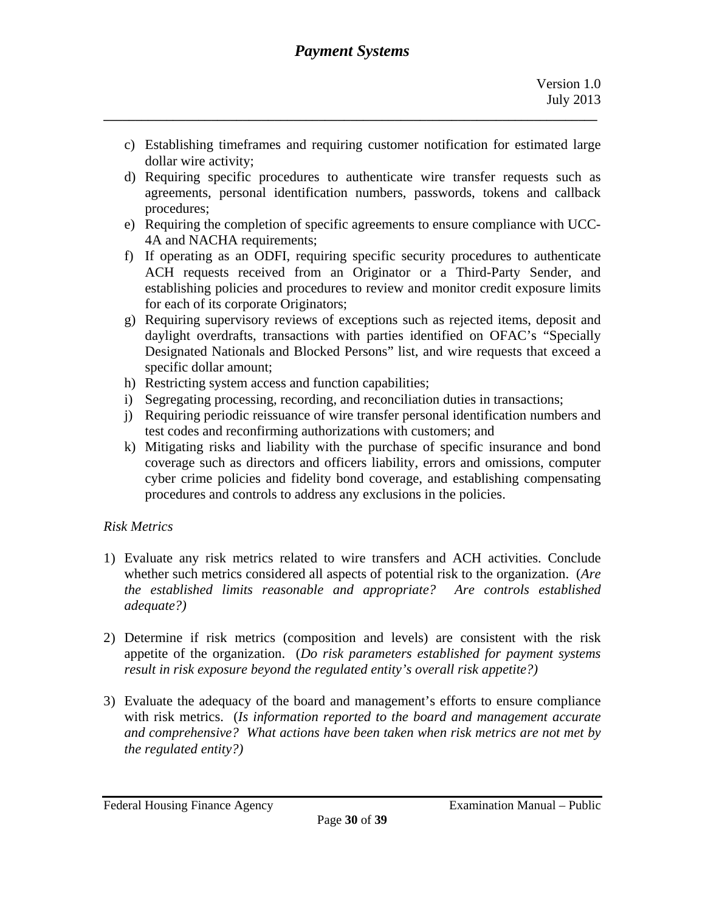c) Establishing timeframes and requiring customer notification for estimated large dollar wire activity;
d) Requiring specific procedures to authenticate wire transfer requests such as agreements, personal identification numbers, passwords, tokens and callback procedures;
e) Requiring the completion of specific agreements to ensure compliance with UCC-4A and NACHA requirements;
f) If operating as an ODFI, requiring specific security procedures to authenticate ACH requests received from an Originator or a Third-Party Sender, and establishing policies and procedures to review and monitor credit exposure limits for each of its corporate Originators;
g) Requiring supervisory reviews of exceptions such as rejected items, deposit and daylight overdrafts, transactions with parties identified on OFAC's "Specially Designated Nationals and Blocked Persons" list, and wire requests that exceed a specific dollar amount;
h) Restricting system access and function capabilities;
i) Segregating processing, recording, and reconciliation duties in transactions;
j) Requiring periodic reissuance of wire transfer personal identification numbers and test codes and reconfirming authorizations with customers; and
k) Mitigating risks and liability with the purchase of specific insurance and bond coverage such as directors and officers liability, errors and omissions, computer cyber crime policies and fidelity bond coverage, and establishing compensating procedures and controls to address any exclusions in the policies.

*Risk Metrics*

1) Evaluate any risk metrics related to wire transfers and ACH activities. Conclude whether such metrics considered all aspects of potential risk to the organization. (*Are the established limits reasonable and appropriate? Are controls established adequate?)*

2) Determine if risk metrics (composition and levels) are consistent with the risk appetite of the organization. (*Do risk parameters established for payment systems result in risk exposure beyond the regulated entity's overall risk appetite?)*

3) Evaluate the adequacy of the board and management's efforts to ensure compliance with risk metrics. (*Is information reported to the board and management accurate and comprehensive? What actions have been taken when risk metrics are not met by the regulated entity?)*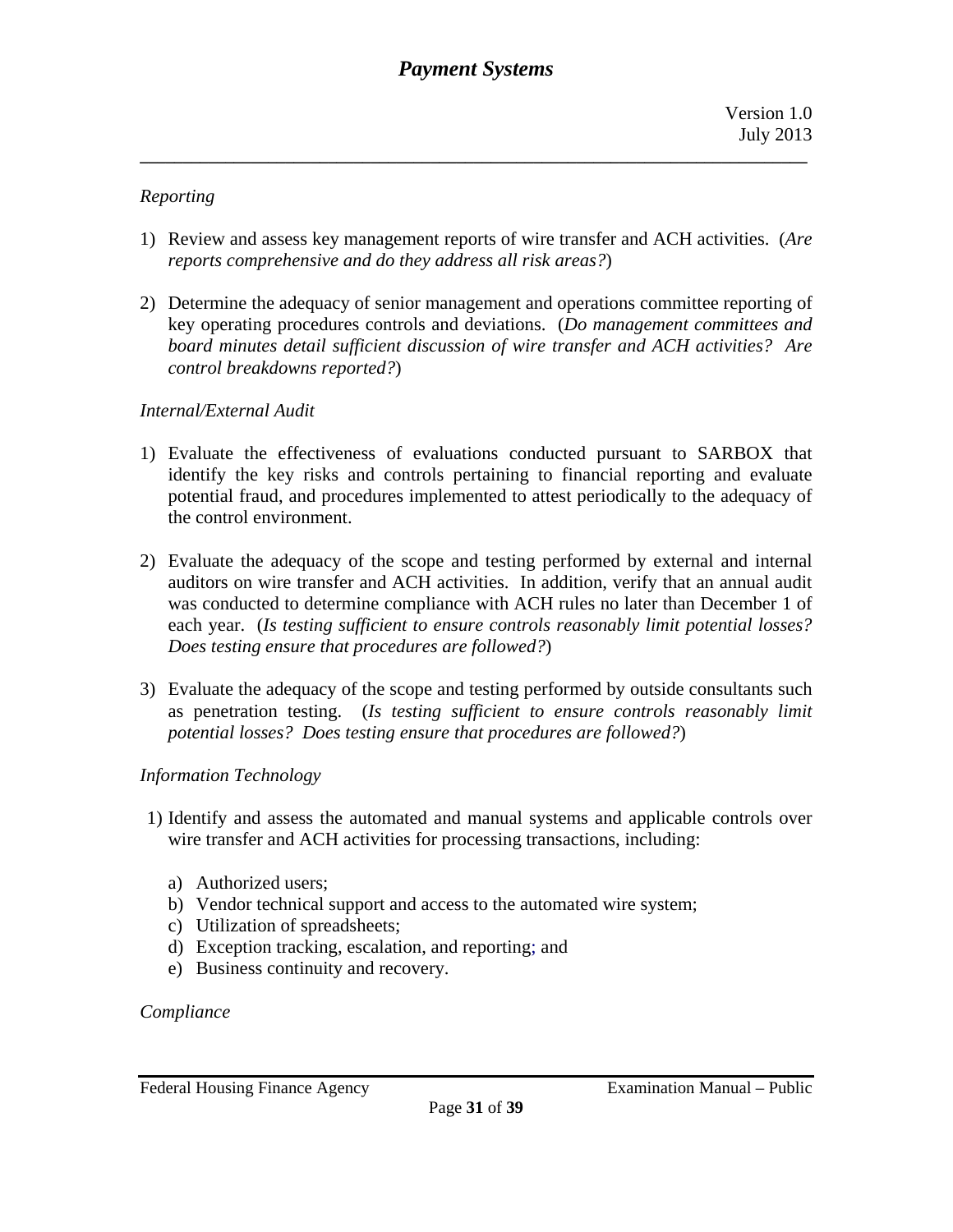*Reporting*

1) Review and assess key management reports of wire transfer and ACH activities. (*Are reports comprehensive and do they address all risk areas?*)

2) Determine the adequacy of senior management and operations committee reporting of key operating procedures controls and deviations. (*Do management committees and board minutes detail sufficient discussion of wire transfer and ACH activities? Are control breakdowns reported?*)

*Internal/External Audit*

1) Evaluate the effectiveness of evaluations conducted pursuant to SARBOX that identify the key risks and controls pertaining to financial reporting and evaluate potential fraud, and procedures implemented to attest periodically to the adequacy of the control environment.

2) Evaluate the adequacy of the scope and testing performed by external and internal auditors on wire transfer and ACH activities. In addition, verify that an annual audit was conducted to determine compliance with ACH rules no later than December 1 of each year. (*Is testing sufficient to ensure controls reasonably limit potential losses? Does testing ensure that procedures are followed?*)

3) Evaluate the adequacy of the scope and testing performed by outside consultants such as penetration testing. (*Is testing sufficient to ensure controls reasonably limit potential losses? Does testing ensure that procedures are followed?*)

*Information Technology*

1) Identify and assess the automated and manual systems and applicable controls over wire transfer and ACH activities for processing transactions, including:

   a) Authorized users;
   b) Vendor technical support and access to the automated wire system;
   c) Utilization of spreadsheets;
   d) Exception tracking, escalation, and reporting; and
   e) Business continuity and recovery.

*Compliance*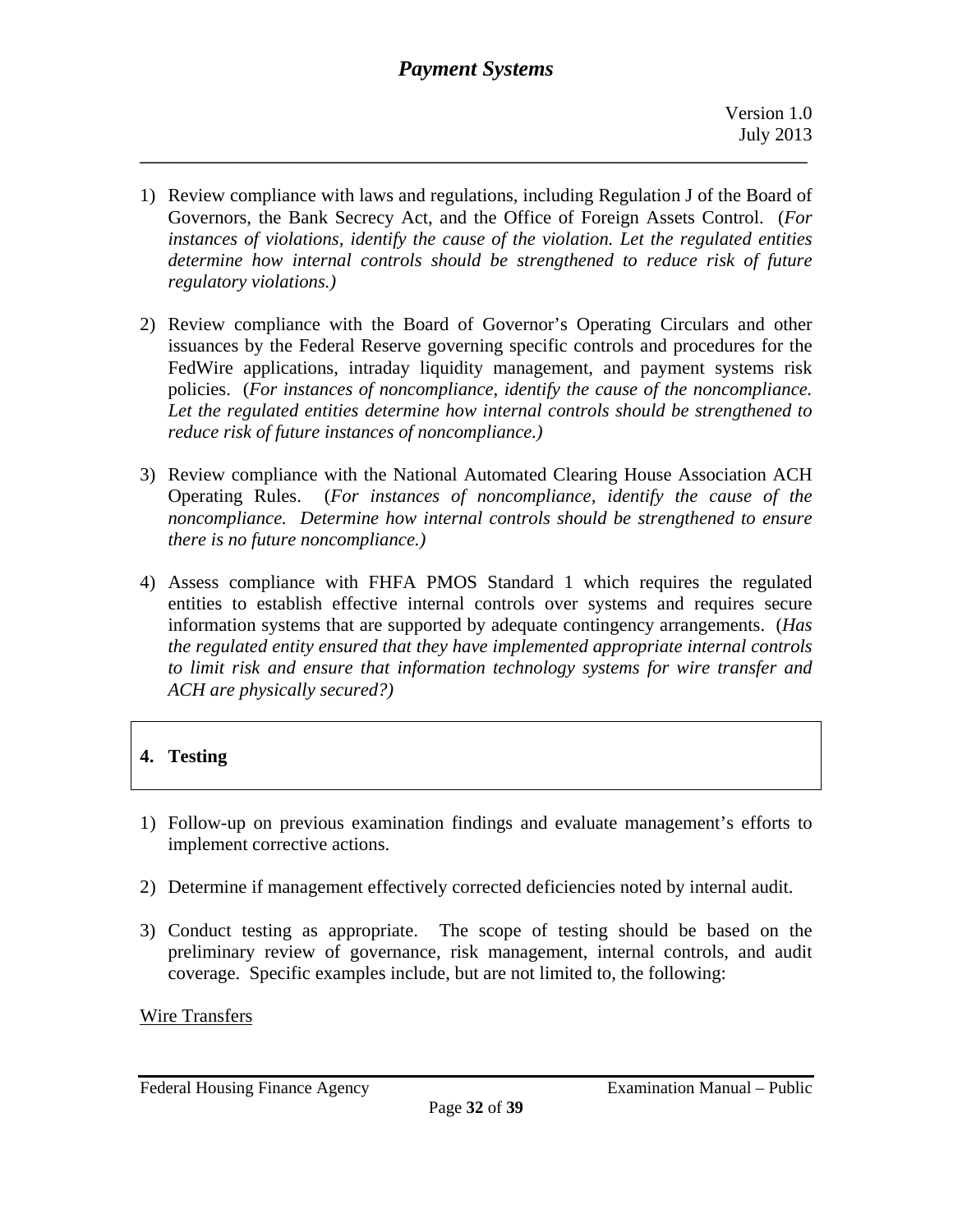1) Review compliance with laws and regulations, including Regulation J of the Board of Governors, the Bank Secrecy Act, and the Office of Foreign Assets Control. (*For instances of violations, identify the cause of the violation. Let the regulated entities determine how internal controls should be strengthened to reduce risk of future regulatory violations.)*

2) Review compliance with the Board of Governor's Operating Circulars and other issuances by the Federal Reserve governing specific controls and procedures for the FedWire applications, intraday liquidity management, and payment systems risk policies. (*For instances of noncompliance, identify the cause of the noncompliance. Let the regulated entities determine how internal controls should be strengthened to reduce risk of future instances of noncompliance.)*

3) Review compliance with the National Automated Clearing House Association ACH Operating Rules. (*For instances of noncompliance, identify the cause of the noncompliance. Determine how internal controls should be strengthened to ensure there is no future noncompliance.)*

4) Assess compliance with FHFA PMOS Standard 1 which requires the regulated entities to establish effective internal controls over systems and requires secure information systems that are supported by adequate contingency arrangements. (*Has the regulated entity ensured that they have implemented appropriate internal controls to limit risk and ensure that information technology systems for wire transfer and ACH are physically secured?)*

## 4. Testing

1) Follow-up on previous examination findings and evaluate management's efforts to implement corrective actions.

2) Determine if management effectively corrected deficiencies noted by internal audit.

3) Conduct testing as appropriate. The scope of testing should be based on the preliminary review of governance, risk management, internal controls, and audit coverage. Specific examples include, but are not limited to, the following:

<u>Wire Transfers</u>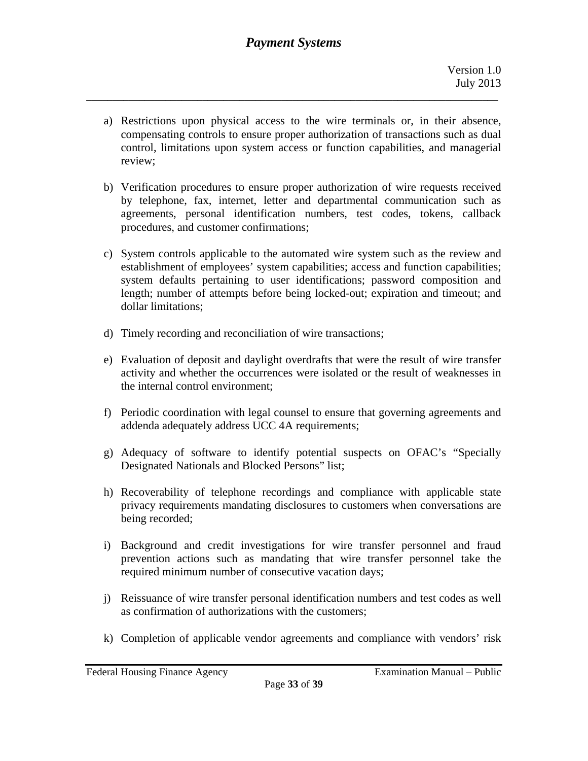a) Restrictions upon physical access to the wire terminals or, in their absence, compensating controls to ensure proper authorization of transactions such as dual control, limitations upon system access or function capabilities, and managerial review;

b) Verification procedures to ensure proper authorization of wire requests received by telephone, fax, internet, letter and departmental communication such as agreements, personal identification numbers, test codes, tokens, callback procedures, and customer confirmations;

c) System controls applicable to the automated wire system such as the review and establishment of employees' system capabilities; access and function capabilities; system defaults pertaining to user identifications; password composition and length; number of attempts before being locked-out; expiration and timeout; and dollar limitations;

d) Timely recording and reconciliation of wire transactions;

e) Evaluation of deposit and daylight overdrafts that were the result of wire transfer activity and whether the occurrences were isolated or the result of weaknesses in the internal control environment;

f) Periodic coordination with legal counsel to ensure that governing agreements and addenda adequately address UCC 4A requirements;

g) Adequacy of software to identify potential suspects on OFAC's "Specially Designated Nationals and Blocked Persons" list;

h) Recoverability of telephone recordings and compliance with applicable state privacy requirements mandating disclosures to customers when conversations are being recorded;

i) Background and credit investigations for wire transfer personnel and fraud prevention actions such as mandating that wire transfer personnel take the required minimum number of consecutive vacation days;

j) Reissuance of wire transfer personal identification numbers and test codes as well as confirmation of authorizations with the customers;

k) Completion of applicable vendor agreements and compliance with vendors' risk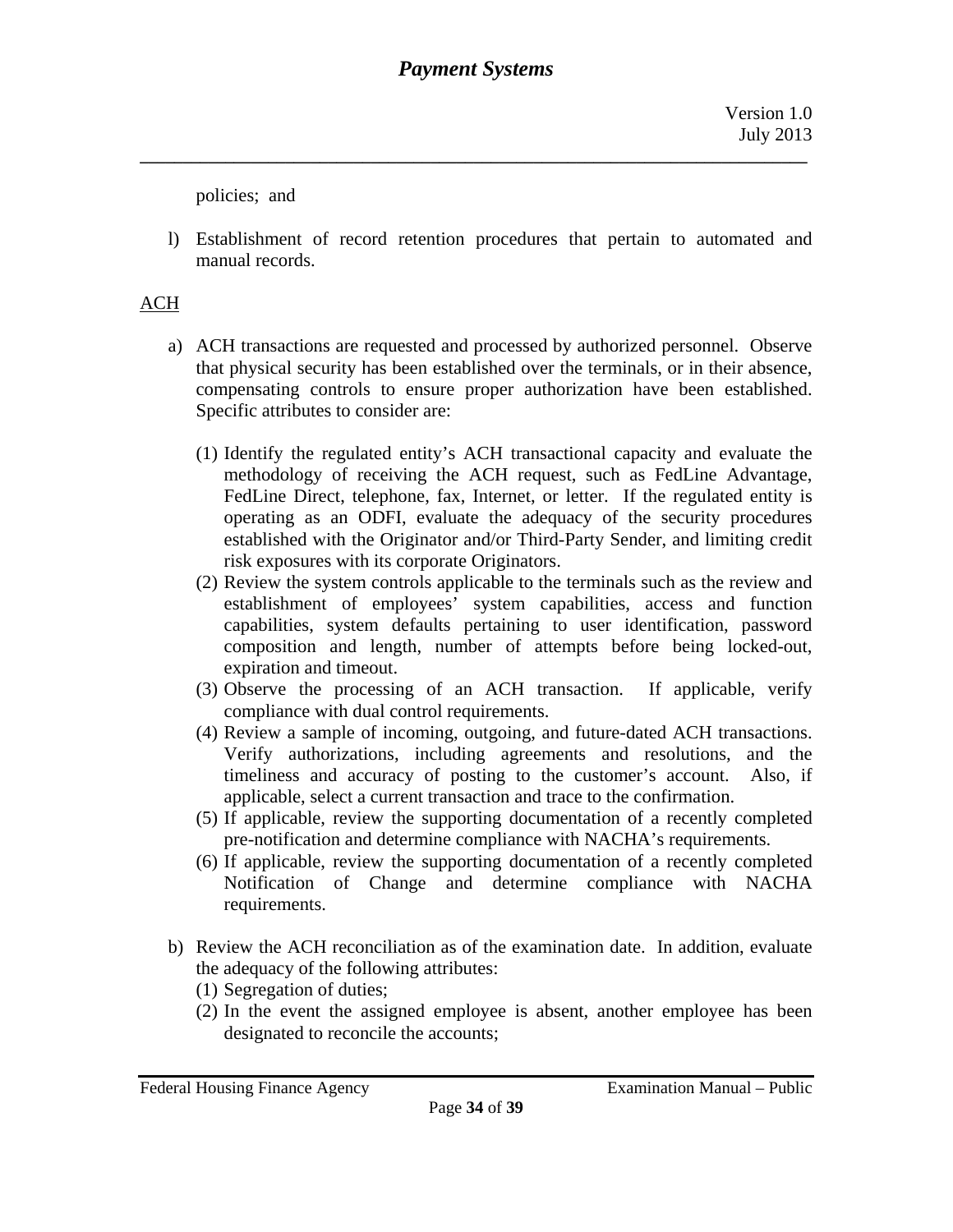policies; and

l) Establishment of record retention procedures that pertain to automated and manual records.

<u>ACH</u>

a) ACH transactions are requested and processed by authorized personnel. Observe that physical security has been established over the terminals, or in their absence, compensating controls to ensure proper authorization have been established. Specific attributes to consider are:

   (1) Identify the regulated entity's ACH transactional capacity and evaluate the methodology of receiving the ACH request, such as FedLine Advantage, FedLine Direct, telephone, fax, Internet, or letter. If the regulated entity is operating as an ODFI, evaluate the adequacy of the security procedures established with the Originator and/or Third-Party Sender, and limiting credit risk exposures with its corporate Originators.
   (2) Review the system controls applicable to the terminals such as the review and establishment of employees' system capabilities, access and function capabilities, system defaults pertaining to user identification, password composition and length, number of attempts before being locked-out, expiration and timeout.
   (3) Observe the processing of an ACH transaction. If applicable, verify compliance with dual control requirements.
   (4) Review a sample of incoming, outgoing, and future-dated ACH transactions. Verify authorizations, including agreements and resolutions, and the timeliness and accuracy of posting to the customer's account. Also, if applicable, select a current transaction and trace to the confirmation.
   (5) If applicable, review the supporting documentation of a recently completed pre-notification and determine compliance with NACHA's requirements.
   (6) If applicable, review the supporting documentation of a recently completed Notification of Change and determine compliance with NACHA requirements.

b) Review the ACH reconciliation as of the examination date. In addition, evaluate the adequacy of the following attributes:
   (1) Segregation of duties;
   (2) In the event the assigned employee is absent, another employee has been designated to reconcile the accounts;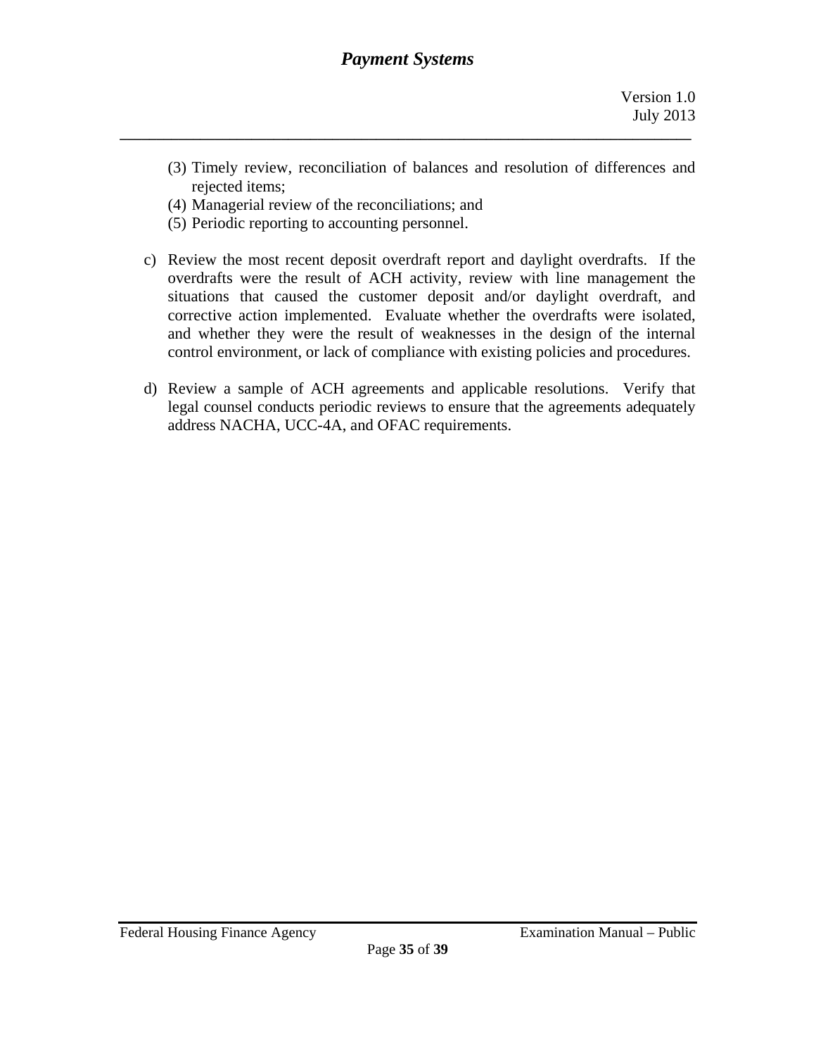(3) Timely review, reconciliation of balances and resolution of differences and rejected items;
(4) Managerial review of the reconciliations; and
(5) Periodic reporting to accounting personnel.

c) Review the most recent deposit overdraft report and daylight overdrafts. If the overdrafts were the result of ACH activity, review with line management the situations that caused the customer deposit and/or daylight overdraft, and corrective action implemented. Evaluate whether the overdrafts were isolated, and whether they were the result of weaknesses in the design of the internal control environment, or lack of compliance with existing policies and procedures.

d) Review a sample of ACH agreements and applicable resolutions. Verify that legal counsel conducts periodic reviews to ensure that the agreements adequately address NACHA, UCC-4A, and OFAC requirements.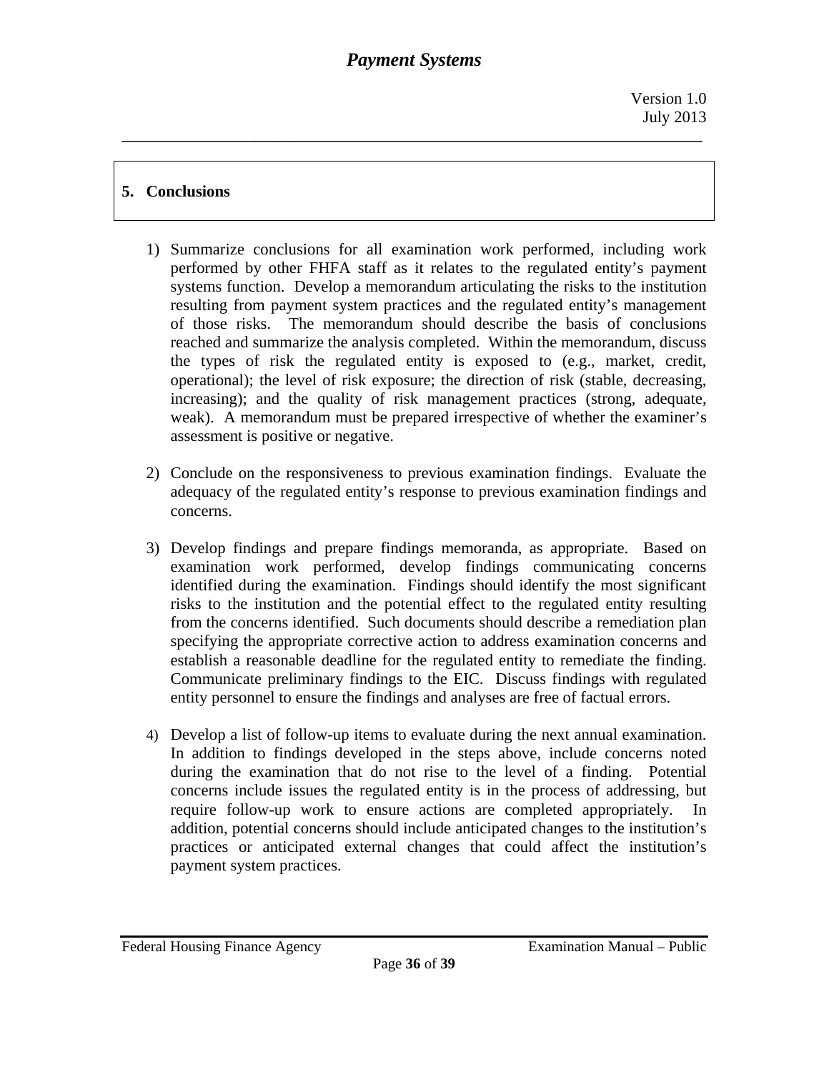## 5. Conclusions

1) Summarize conclusions for all examination work performed, including work performed by other FHFA staff as it relates to the regulated entity's payment systems function. Develop a memorandum articulating the risks to the institution resulting from payment system practices and the regulated entity's management of those risks. The memorandum should describe the basis of conclusions reached and summarize the analysis completed. Within the memorandum, discuss the types of risk the regulated entity is exposed to (e.g., market, credit, operational); the level of risk exposure; the direction of risk (stable, decreasing, increasing); and the quality of risk management practices (strong, adequate, weak). A memorandum must be prepared irrespective of whether the examiner's assessment is positive or negative.

2) Conclude on the responsiveness to previous examination findings. Evaluate the adequacy of the regulated entity's response to previous examination findings and concerns.

3) Develop findings and prepare findings memoranda, as appropriate. Based on examination work performed, develop findings communicating concerns identified during the examination. Findings should identify the most significant risks to the institution and the potential effect to the regulated entity resulting from the concerns identified. Such documents should describe a remediation plan specifying the appropriate corrective action to address examination concerns and establish a reasonable deadline for the regulated entity to remediate the finding. Communicate preliminary findings to the EIC. Discuss findings with regulated entity personnel to ensure the findings and analyses are free of factual errors.

4) Develop a list of follow-up items to evaluate during the next annual examination. In addition to findings developed in the steps above, include concerns noted during the examination that do not rise to the level of a finding. Potential concerns include issues the regulated entity is in the process of addressing, but require follow-up work to ensure actions are completed appropriately. In addition, potential concerns should include anticipated changes to the institution's practices or anticipated external changes that could affect the institution's payment system practices.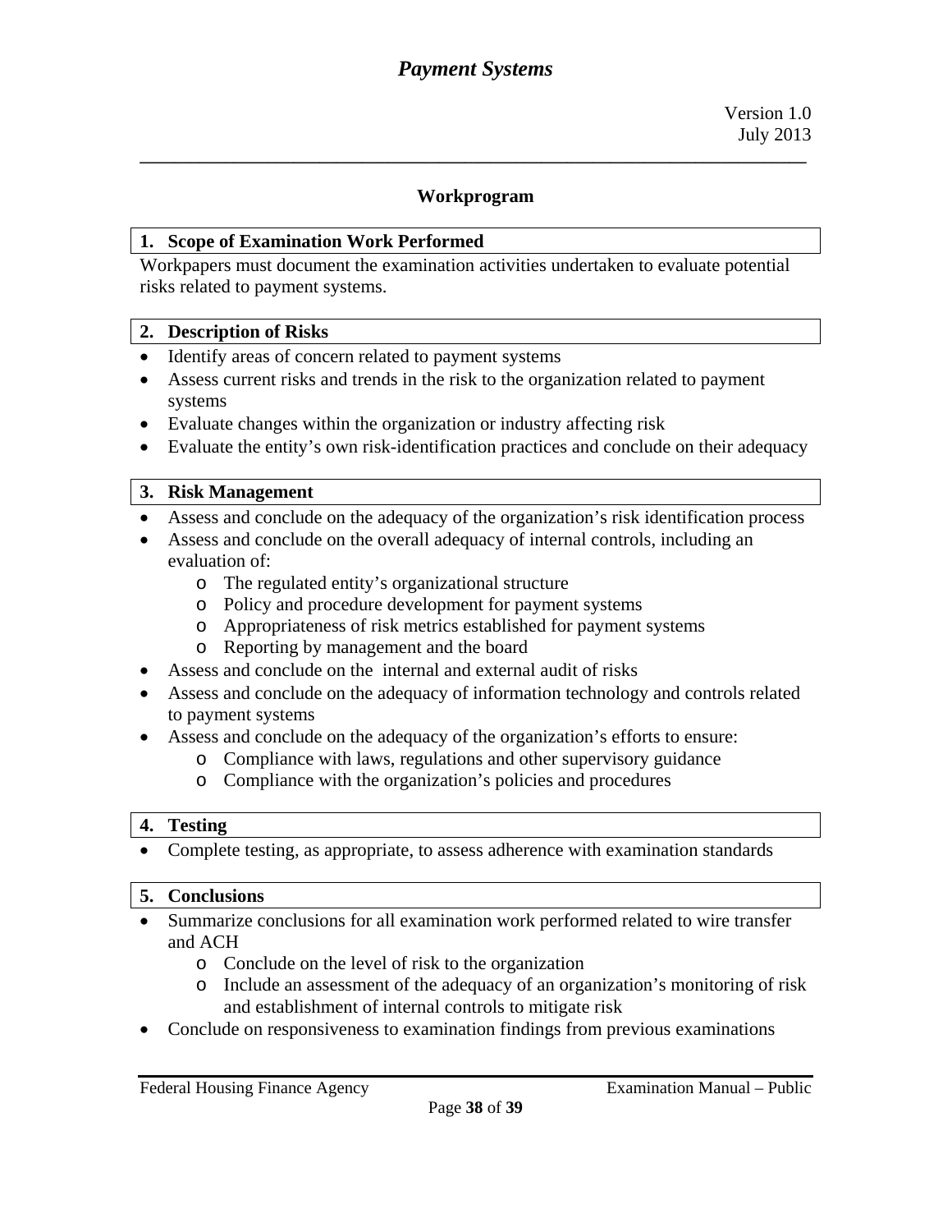# *Payment Systems*

Version 1.0
July 2013

## Workprogram

### 1. Scope of Examination Work Performed

Workpapers must document the examination activities undertaken to evaluate potential risks related to payment systems.

### 2. Description of Risks

- Identify areas of concern related to payment systems
- Assess current risks and trends in the risk to the organization related to payment systems
- Evaluate changes within the organization or industry affecting risk
- Evaluate the entity's own risk-identification practices and conclude on their adequacy

### 3. Risk Management

- Assess and conclude on the adequacy of the organization's risk identification process
- Assess and conclude on the overall adequacy of internal controls, including an evaluation of:
  - The regulated entity's organizational structure
  - Policy and procedure development for payment systems
  - Appropriateness of risk metrics established for payment systems
  - Reporting by management and the board
- Assess and conclude on the internal and external audit of risks
- Assess and conclude on the adequacy of information technology and controls related to payment systems
- Assess and conclude on the adequacy of the organization's efforts to ensure:
  - Compliance with laws, regulations and other supervisory guidance
  - Compliance with the organization's policies and procedures

### 4. Testing

- Complete testing, as appropriate, to assess adherence with examination standards

### 5. Conclusions

- Summarize conclusions for all examination work performed related to wire transfer and ACH
  - Conclude on the level of risk to the organization
  - Include an assessment of the adequacy of an organization's monitoring of risk and establishment of internal controls to mitigate risk
- Conclude on responsiveness to examination findings from previous examinations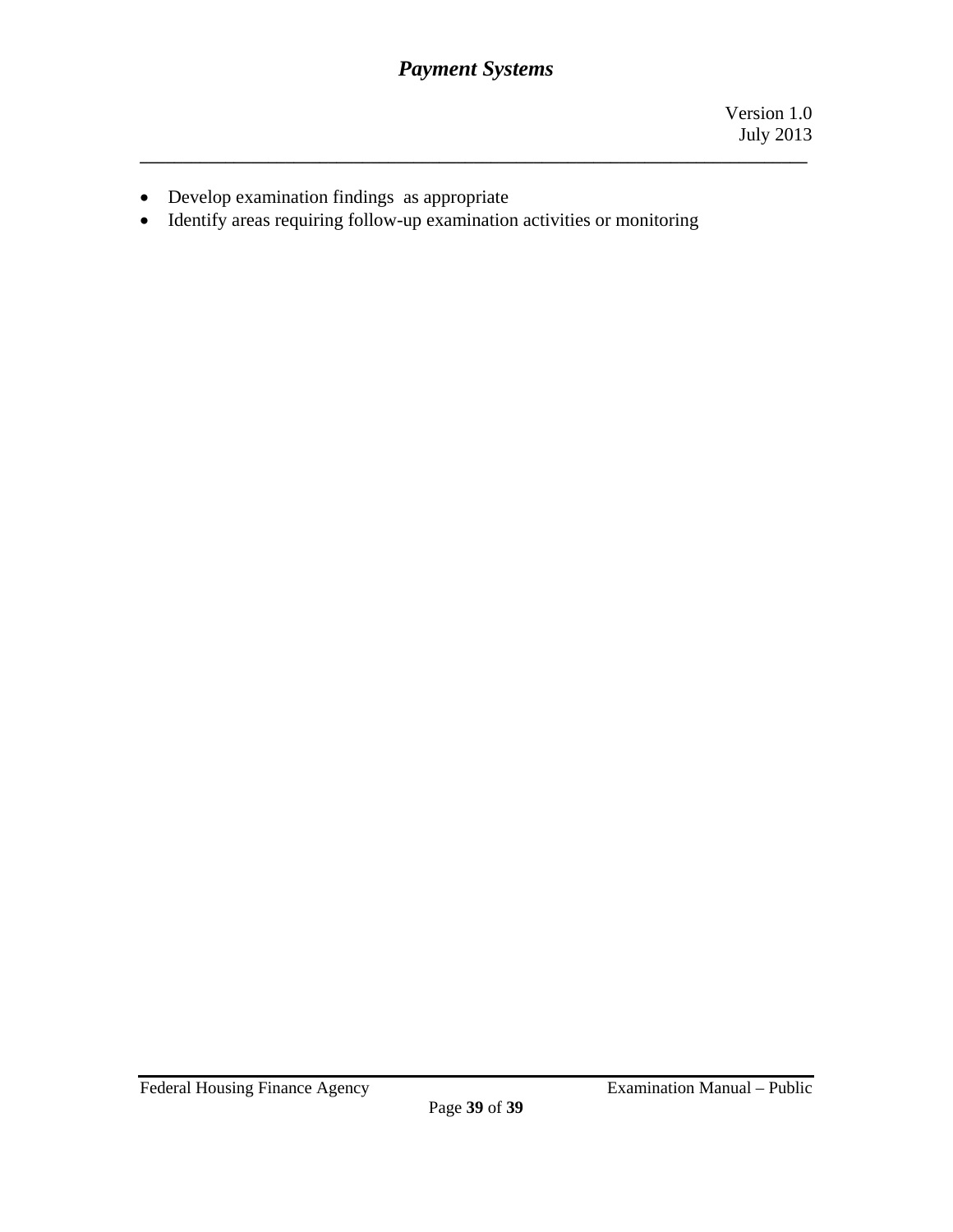- Develop examination findings  as appropriate
- Identify areas requiring follow-up examination activities or monitoring